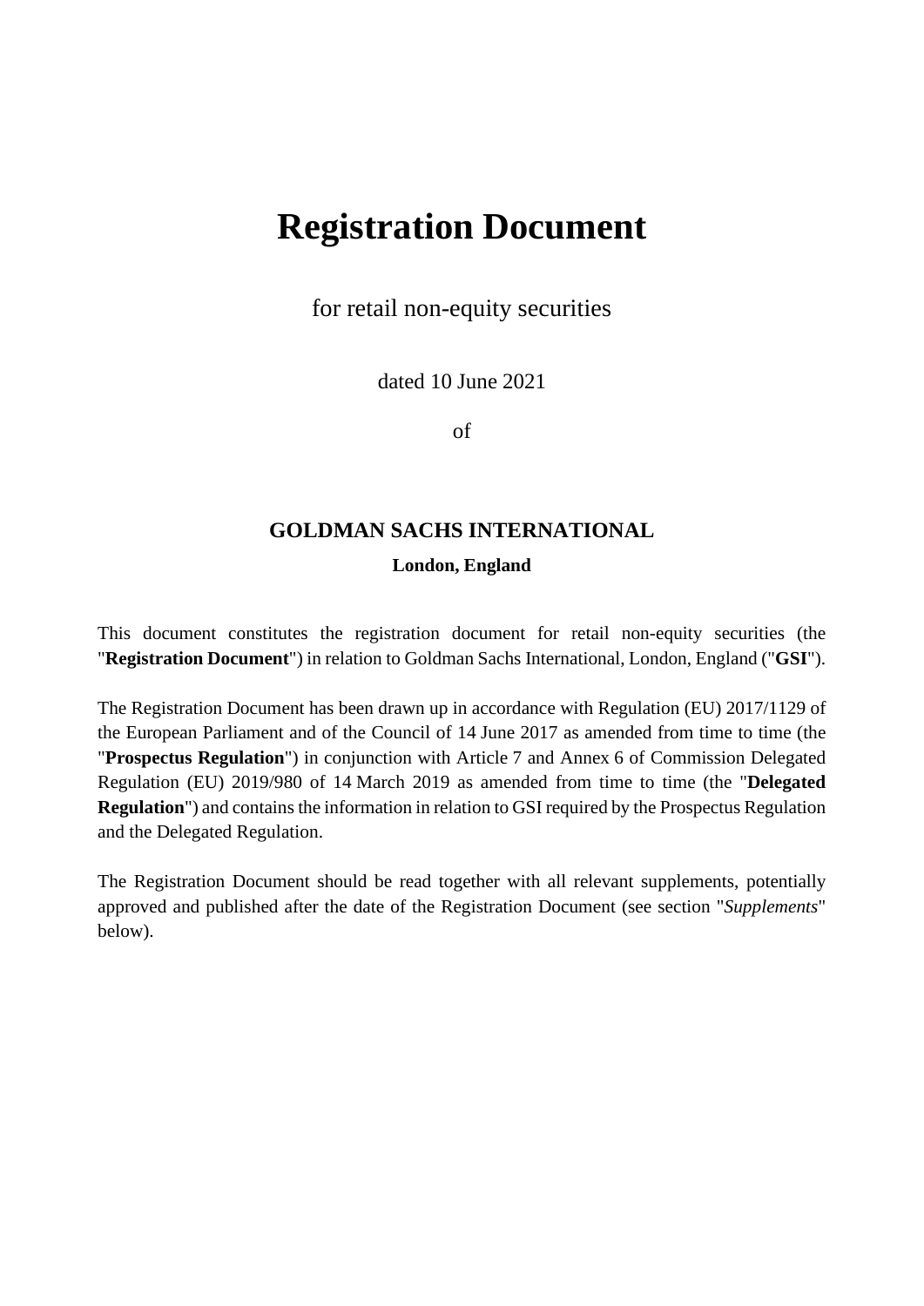# Registration Document

for retail non-equity securities

dated 10 June 2021

of

**GOLDMAN SACHS INTERNATIONAL**

**London, England**

This document constitutes the registration document for retail non-equity securities (the "**Registration Document**") in relation to Goldman Sachs International, London, England ("**GSI**").

The Registration Document has been drawn up in accordance with Regulation (EU) 2017/1129 of the European Parliament and of the Council of 14 June 2017 as amended from time to time (the "**Prospectus Regulation**") in conjunction with Article 7 and Annex 6 of Commission Delegated Regulation (EU) 2019/980 of 14 March 2019 as amended from time to time (the "**Delegated Regulation**") and contains the information in relation to GSI required by the Prospectus Regulation and the Delegated Regulation.

The Registration Document should be read together with all relevant supplements, potentially approved and published after the date of the Registration Document (see section "*Supplements*" below).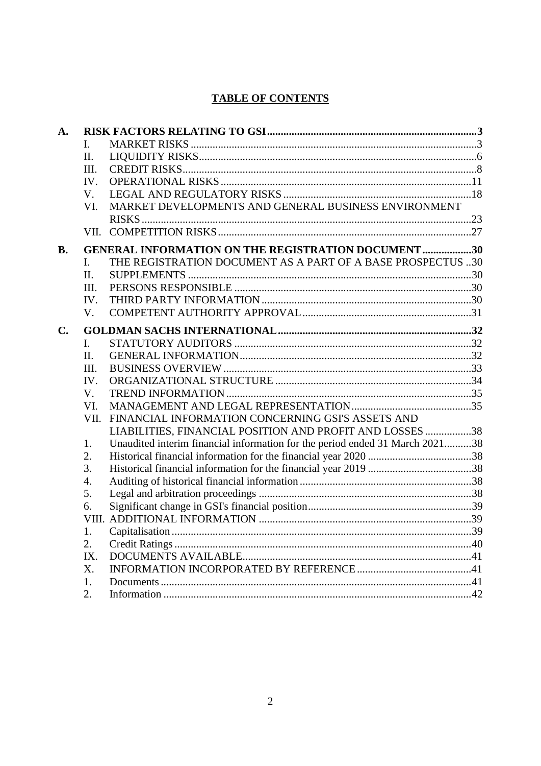## TABLE OF CONTENTS

**A. RISK FACTORS RELATING TO GSI** .......... 3

- I. MARKET RISKS .......... 3
- II. LIQUIDITY RISKS .......... 6
- III. CREDIT RISKS .......... 8
- IV. OPERATIONAL RISKS .......... 11
- V. LEGAL AND REGULATORY RISKS .......... 18
- VI. MARKET DEVELOPMENTS AND GENERAL BUSINESS ENVIRONMENT RISKS .......... 23
- VII. COMPETITION RISKS .......... 27

**B. GENERAL INFORMATION ON THE REGISTRATION DOCUMENT** .......... 30

- I. THE REGISTRATION DOCUMENT AS A PART OF A BASE PROSPECTUS .......... 30
- II. SUPPLEMENTS .......... 30
- III. PERSONS RESPONSIBLE .......... 30
- IV. THIRD PARTY INFORMATION .......... 30
- V. COMPETENT AUTHORITY APPROVAL .......... 31

**C. GOLDMAN SACHS INTERNATIONAL** .......... 32

- I. STATUTORY AUDITORS .......... 32
- II. GENERAL INFORMATION .......... 32
- III. BUSINESS OVERVIEW .......... 33
- IV. ORGANIZATIONAL STRUCTURE .......... 34
- V. TREND INFORMATION .......... 35
- VI. MANAGEMENT AND LEGAL REPRESENTATION .......... 35
- VII. FINANCIAL INFORMATION CONCERNING GSI'S ASSETS AND LIABILITIES, FINANCIAL POSITION AND PROFIT AND LOSSES .......... 38
  1. Unaudited interim financial information for the period ended 31 March 2021 .......... 38
  2. Historical financial information for the financial year 2020 .......... 38
  3. Historical financial information for the financial year 2019 .......... 38
  4. Auditing of historical financial information .......... 38
  5. Legal and arbitration proceedings .......... 38
  6. Significant change in GSI's financial position .......... 39
- VIII. ADDITIONAL INFORMATION .......... 39
  1. Capitalisation .......... 39
  2. Credit Ratings .......... 40
- IX. DOCUMENTS AVAILABLE .......... 41
- X. INFORMATION INCORPORATED BY REFERENCE .......... 41
  1. Documents .......... 41
  2. Information .......... 42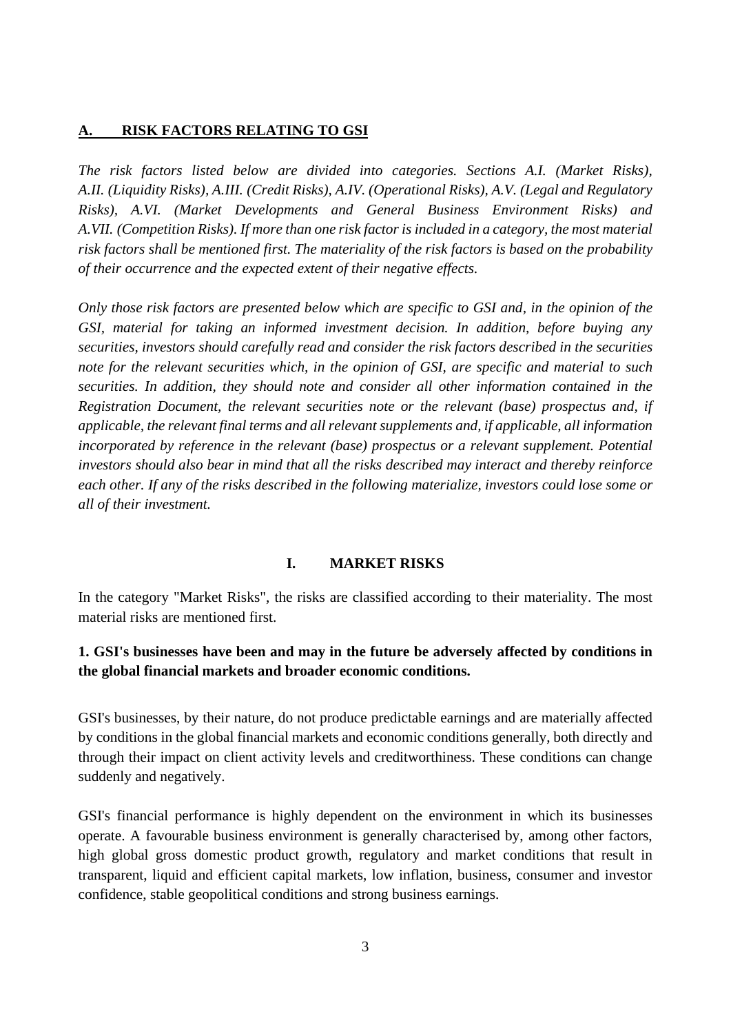## A. RISK FACTORS RELATING TO GSI

*The risk factors listed below are divided into categories. Sections A.I. (Market Risks), A.II. (Liquidity Risks), A.III. (Credit Risks), A.IV. (Operational Risks), A.V. (Legal and Regulatory Risks), A.VI. (Market Developments and General Business Environment Risks) and A.VII. (Competition Risks). If more than one risk factor is included in a category, the most material risk factors shall be mentioned first. The materiality of the risk factors is based on the probability of their occurrence and the expected extent of their negative effects.*

*Only those risk factors are presented below which are specific to GSI and, in the opinion of the GSI, material for taking an informed investment decision. In addition, before buying any securities, investors should carefully read and consider the risk factors described in the securities note for the relevant securities which, in the opinion of GSI, are specific and material to such securities. In addition, they should note and consider all other information contained in the Registration Document, the relevant securities note or the relevant (base) prospectus and, if applicable, the relevant final terms and all relevant supplements and, if applicable, all information incorporated by reference in the relevant (base) prospectus or a relevant supplement. Potential investors should also bear in mind that all the risks described may interact and thereby reinforce each other. If any of the risks described in the following materialize, investors could lose some or all of their investment.*

### I. MARKET RISKS

In the category "Market Risks", the risks are classified according to their materiality. The most material risks are mentioned first.

**1. GSI's businesses have been and may in the future be adversely affected by conditions in the global financial markets and broader economic conditions.**

GSI's businesses, by their nature, do not produce predictable earnings and are materially affected by conditions in the global financial markets and economic conditions generally, both directly and through their impact on client activity levels and creditworthiness. These conditions can change suddenly and negatively.

GSI's financial performance is highly dependent on the environment in which its businesses operate. A favourable business environment is generally characterised by, among other factors, high global gross domestic product growth, regulatory and market conditions that result in transparent, liquid and efficient capital markets, low inflation, business, consumer and investor confidence, stable geopolitical conditions and strong business earnings.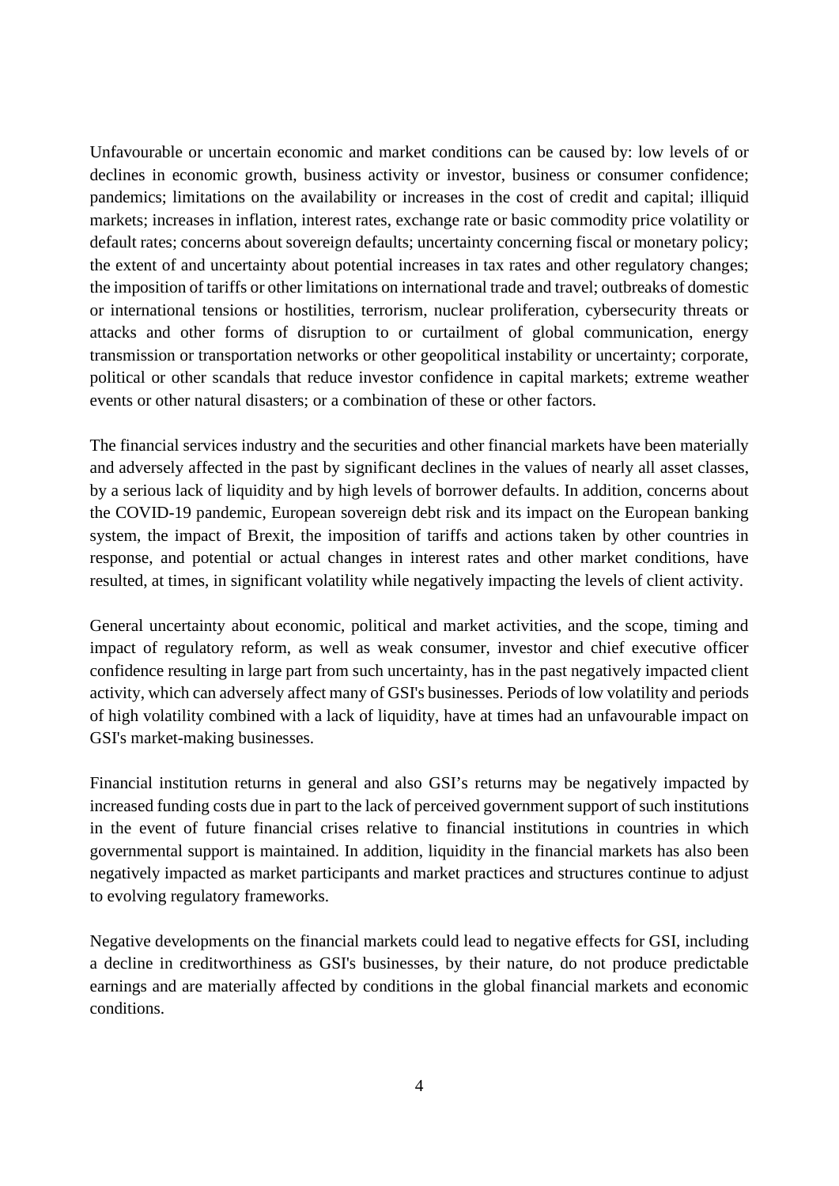Unfavourable or uncertain economic and market conditions can be caused by: low levels of or declines in economic growth, business activity or investor, business or consumer confidence; pandemics; limitations on the availability or increases in the cost of credit and capital; illiquid markets; increases in inflation, interest rates, exchange rate or basic commodity price volatility or default rates; concerns about sovereign defaults; uncertainty concerning fiscal or monetary policy; the extent of and uncertainty about potential increases in tax rates and other regulatory changes; the imposition of tariffs or other limitations on international trade and travel; outbreaks of domestic or international tensions or hostilities, terrorism, nuclear proliferation, cybersecurity threats or attacks and other forms of disruption to or curtailment of global communication, energy transmission or transportation networks or other geopolitical instability or uncertainty; corporate, political or other scandals that reduce investor confidence in capital markets; extreme weather events or other natural disasters; or a combination of these or other factors.

The financial services industry and the securities and other financial markets have been materially and adversely affected in the past by significant declines in the values of nearly all asset classes, by a serious lack of liquidity and by high levels of borrower defaults. In addition, concerns about the COVID-19 pandemic, European sovereign debt risk and its impact on the European banking system, the impact of Brexit, the imposition of tariffs and actions taken by other countries in response, and potential or actual changes in interest rates and other market conditions, have resulted, at times, in significant volatility while negatively impacting the levels of client activity.

General uncertainty about economic, political and market activities, and the scope, timing and impact of regulatory reform, as well as weak consumer, investor and chief executive officer confidence resulting in large part from such uncertainty, has in the past negatively impacted client activity, which can adversely affect many of GSI's businesses. Periods of low volatility and periods of high volatility combined with a lack of liquidity, have at times had an unfavourable impact on GSI's market-making businesses.

Financial institution returns in general and also GSI's returns may be negatively impacted by increased funding costs due in part to the lack of perceived government support of such institutions in the event of future financial crises relative to financial institutions in countries in which governmental support is maintained. In addition, liquidity in the financial markets has also been negatively impacted as market participants and market practices and structures continue to adjust to evolving regulatory frameworks.

Negative developments on the financial markets could lead to negative effects for GSI, including a decline in creditworthiness as GSI's businesses, by their nature, do not produce predictable earnings and are materially affected by conditions in the global financial markets and economic conditions.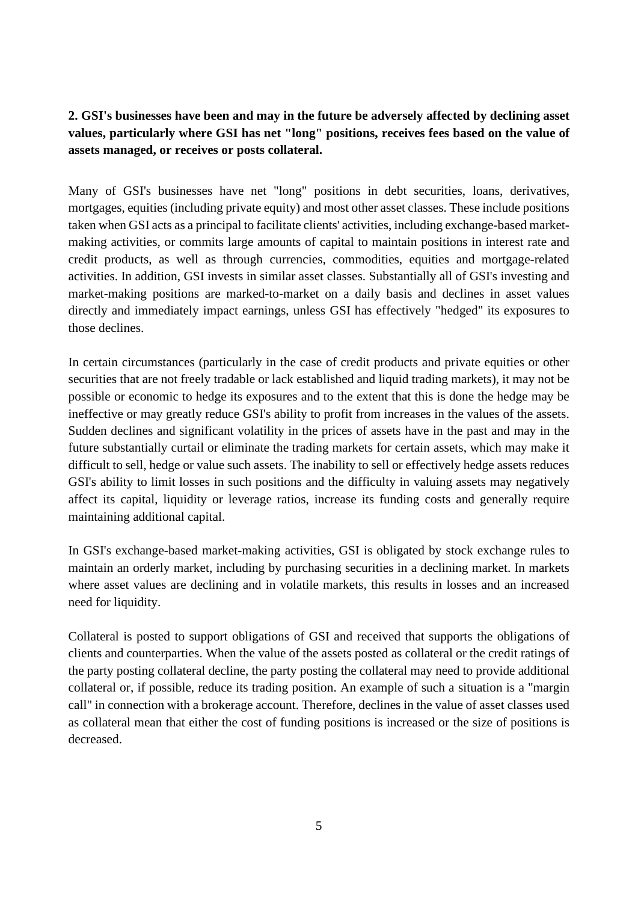**2. GSI's businesses have been and may in the future be adversely affected by declining asset values, particularly where GSI has net "long" positions, receives fees based on the value of assets managed, or receives or posts collateral.**

Many of GSI's businesses have net "long" positions in debt securities, loans, derivatives, mortgages, equities (including private equity) and most other asset classes. These include positions taken when GSI acts as a principal to facilitate clients' activities, including exchange-based market-making activities, or commits large amounts of capital to maintain positions in interest rate and credit products, as well as through currencies, commodities, equities and mortgage-related activities. In addition, GSI invests in similar asset classes. Substantially all of GSI's investing and market-making positions are marked-to-market on a daily basis and declines in asset values directly and immediately impact earnings, unless GSI has effectively "hedged" its exposures to those declines.

In certain circumstances (particularly in the case of credit products and private equities or other securities that are not freely tradable or lack established and liquid trading markets), it may not be possible or economic to hedge its exposures and to the extent that this is done the hedge may be ineffective or may greatly reduce GSI's ability to profit from increases in the values of the assets. Sudden declines and significant volatility in the prices of assets have in the past and may in the future substantially curtail or eliminate the trading markets for certain assets, which may make it difficult to sell, hedge or value such assets. The inability to sell or effectively hedge assets reduces GSI's ability to limit losses in such positions and the difficulty in valuing assets may negatively affect its capital, liquidity or leverage ratios, increase its funding costs and generally require maintaining additional capital.

In GSI's exchange-based market-making activities, GSI is obligated by stock exchange rules to maintain an orderly market, including by purchasing securities in a declining market. In markets where asset values are declining and in volatile markets, this results in losses and an increased need for liquidity.

Collateral is posted to support obligations of GSI and received that supports the obligations of clients and counterparties. When the value of the assets posted as collateral or the credit ratings of the party posting collateral decline, the party posting the collateral may need to provide additional collateral or, if possible, reduce its trading position. An example of such a situation is a "margin call" in connection with a brokerage account. Therefore, declines in the value of asset classes used as collateral mean that either the cost of funding positions is increased or the size of positions is decreased.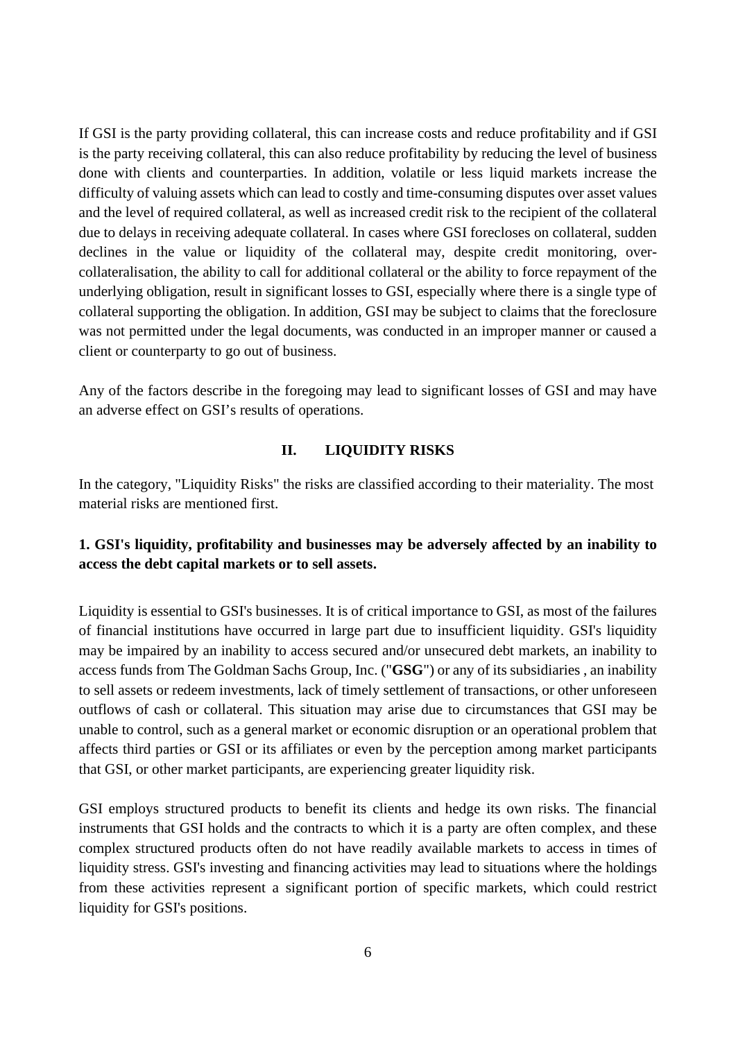If GSI is the party providing collateral, this can increase costs and reduce profitability and if GSI is the party receiving collateral, this can also reduce profitability by reducing the level of business done with clients and counterparties. In addition, volatile or less liquid markets increase the difficulty of valuing assets which can lead to costly and time-consuming disputes over asset values and the level of required collateral, as well as increased credit risk to the recipient of the collateral due to delays in receiving adequate collateral. In cases where GSI forecloses on collateral, sudden declines in the value or liquidity of the collateral may, despite credit monitoring, over-collateralisation, the ability to call for additional collateral or the ability to force repayment of the underlying obligation, result in significant losses to GSI, especially where there is a single type of collateral supporting the obligation. In addition, GSI may be subject to claims that the foreclosure was not permitted under the legal documents, was conducted in an improper manner or caused a client or counterparty to go out of business.

Any of the factors describe in the foregoing may lead to significant losses of GSI and may have an adverse effect on GSI's results of operations.

## II. LIQUIDITY RISKS

In the category, "Liquidity Risks" the risks are classified according to their materiality. The most material risks are mentioned first.

### 1. GSI's liquidity, profitability and businesses may be adversely affected by an inability to access the debt capital markets or to sell assets.

Liquidity is essential to GSI's businesses. It is of critical importance to GSI, as most of the failures of financial institutions have occurred in large part due to insufficient liquidity. GSI's liquidity may be impaired by an inability to access secured and/or unsecured debt markets, an inability to access funds from The Goldman Sachs Group, Inc. ("**GSG**") or any of its subsidiaries , an inability to sell assets or redeem investments, lack of timely settlement of transactions, or other unforeseen outflows of cash or collateral. This situation may arise due to circumstances that GSI may be unable to control, such as a general market or economic disruption or an operational problem that affects third parties or GSI or its affiliates or even by the perception among market participants that GSI, or other market participants, are experiencing greater liquidity risk.

GSI employs structured products to benefit its clients and hedge its own risks. The financial instruments that GSI holds and the contracts to which it is a party are often complex, and these complex structured products often do not have readily available markets to access in times of liquidity stress. GSI's investing and financing activities may lead to situations where the holdings from these activities represent a significant portion of specific markets, which could restrict liquidity for GSI's positions.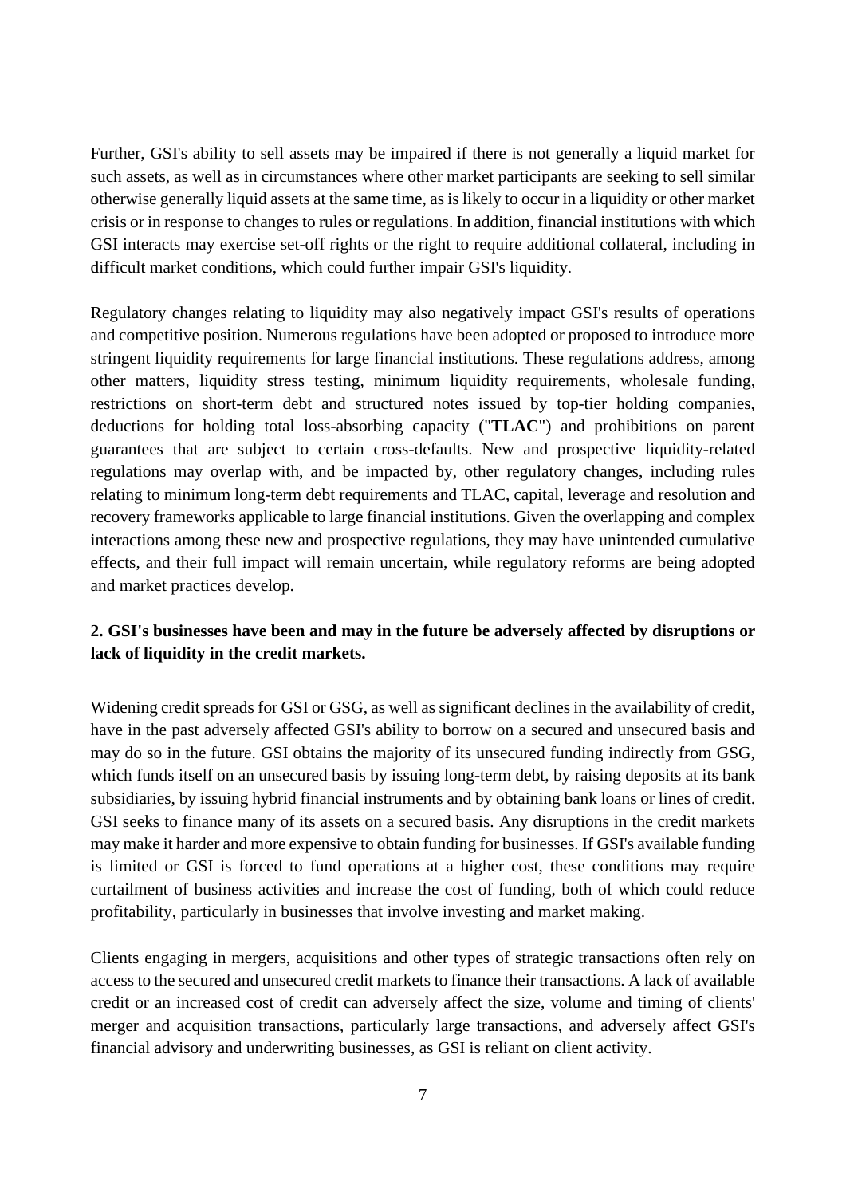Further, GSI's ability to sell assets may be impaired if there is not generally a liquid market for such assets, as well as in circumstances where other market participants are seeking to sell similar otherwise generally liquid assets at the same time, as is likely to occur in a liquidity or other market crisis or in response to changes to rules or regulations. In addition, financial institutions with which GSI interacts may exercise set-off rights or the right to require additional collateral, including in difficult market conditions, which could further impair GSI's liquidity.

Regulatory changes relating to liquidity may also negatively impact GSI's results of operations and competitive position. Numerous regulations have been adopted or proposed to introduce more stringent liquidity requirements for large financial institutions. These regulations address, among other matters, liquidity stress testing, minimum liquidity requirements, wholesale funding, restrictions on short-term debt and structured notes issued by top-tier holding companies, deductions for holding total loss-absorbing capacity ("**TLAC**") and prohibitions on parent guarantees that are subject to certain cross-defaults. New and prospective liquidity-related regulations may overlap with, and be impacted by, other regulatory changes, including rules relating to minimum long-term debt requirements and TLAC, capital, leverage and resolution and recovery frameworks applicable to large financial institutions. Given the overlapping and complex interactions among these new and prospective regulations, they may have unintended cumulative effects, and their full impact will remain uncertain, while regulatory reforms are being adopted and market practices develop.

**2. GSI's businesses have been and may in the future be adversely affected by disruptions or lack of liquidity in the credit markets.**

Widening credit spreads for GSI or GSG, as well as significant declines in the availability of credit, have in the past adversely affected GSI's ability to borrow on a secured and unsecured basis and may do so in the future. GSI obtains the majority of its unsecured funding indirectly from GSG, which funds itself on an unsecured basis by issuing long-term debt, by raising deposits at its bank subsidiaries, by issuing hybrid financial instruments and by obtaining bank loans or lines of credit. GSI seeks to finance many of its assets on a secured basis. Any disruptions in the credit markets may make it harder and more expensive to obtain funding for businesses. If GSI's available funding is limited or GSI is forced to fund operations at a higher cost, these conditions may require curtailment of business activities and increase the cost of funding, both of which could reduce profitability, particularly in businesses that involve investing and market making.

Clients engaging in mergers, acquisitions and other types of strategic transactions often rely on access to the secured and unsecured credit markets to finance their transactions. A lack of available credit or an increased cost of credit can adversely affect the size, volume and timing of clients' merger and acquisition transactions, particularly large transactions, and adversely affect GSI's financial advisory and underwriting businesses, as GSI is reliant on client activity.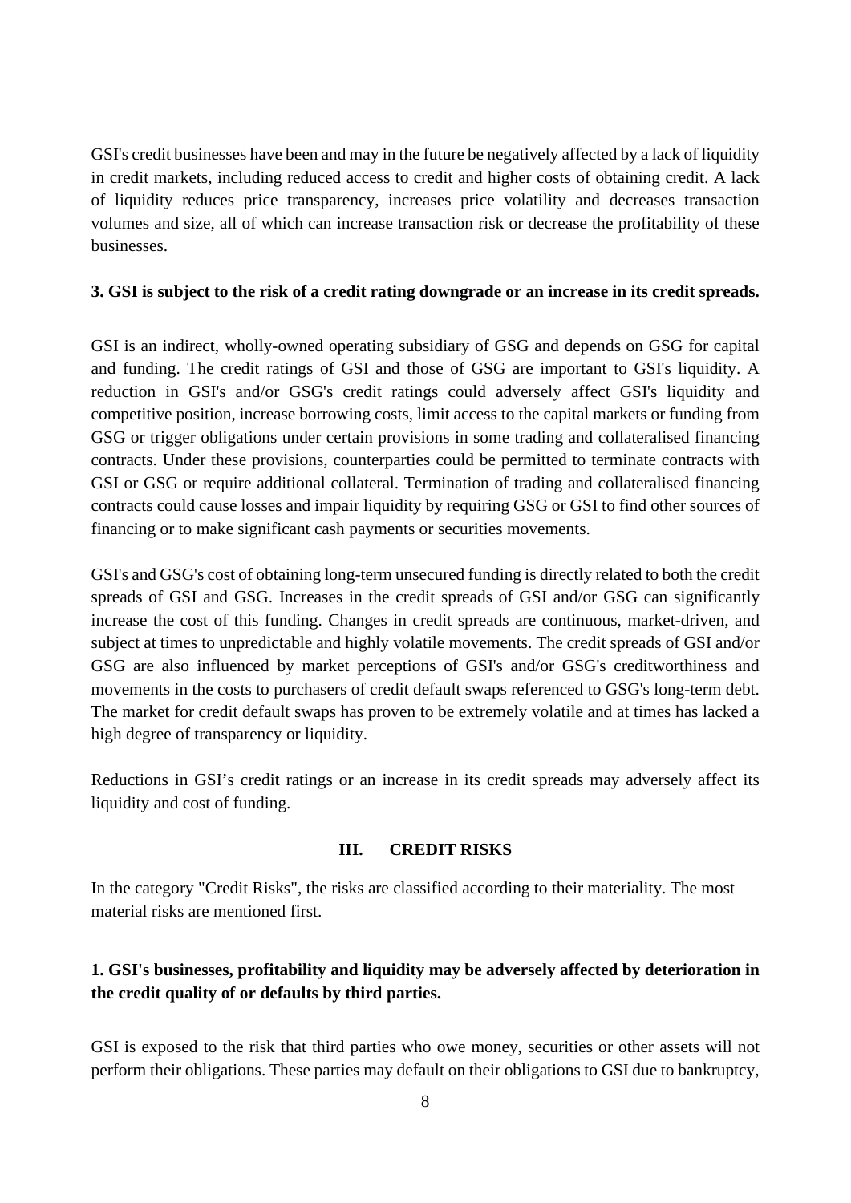GSI's credit businesses have been and may in the future be negatively affected by a lack of liquidity in credit markets, including reduced access to credit and higher costs of obtaining credit. A lack of liquidity reduces price transparency, increases price volatility and decreases transaction volumes and size, all of which can increase transaction risk or decrease the profitability of these businesses.

**3. GSI is subject to the risk of a credit rating downgrade or an increase in its credit spreads.**

GSI is an indirect, wholly-owned operating subsidiary of GSG and depends on GSG for capital and funding. The credit ratings of GSI and those of GSG are important to GSI's liquidity. A reduction in GSI's and/or GSG's credit ratings could adversely affect GSI's liquidity and competitive position, increase borrowing costs, limit access to the capital markets or funding from GSG or trigger obligations under certain provisions in some trading and collateralised financing contracts. Under these provisions, counterparties could be permitted to terminate contracts with GSI or GSG or require additional collateral. Termination of trading and collateralised financing contracts could cause losses and impair liquidity by requiring GSG or GSI to find other sources of financing or to make significant cash payments or securities movements.

GSI's and GSG's cost of obtaining long-term unsecured funding is directly related to both the credit spreads of GSI and GSG. Increases in the credit spreads of GSI and/or GSG can significantly increase the cost of this funding. Changes in credit spreads are continuous, market-driven, and subject at times to unpredictable and highly volatile movements. The credit spreads of GSI and/or GSG are also influenced by market perceptions of GSI's and/or GSG's creditworthiness and movements in the costs to purchasers of credit default swaps referenced to GSG's long-term debt. The market for credit default swaps has proven to be extremely volatile and at times has lacked a high degree of transparency or liquidity.

Reductions in GSI's credit ratings or an increase in its credit spreads may adversely affect its liquidity and cost of funding.

## III. CREDIT RISKS

In the category "Credit Risks", the risks are classified according to their materiality. The most material risks are mentioned first.

**1. GSI's businesses, profitability and liquidity may be adversely affected by deterioration in the credit quality of or defaults by third parties.**

GSI is exposed to the risk that third parties who owe money, securities or other assets will not perform their obligations. These parties may default on their obligations to GSI due to bankruptcy,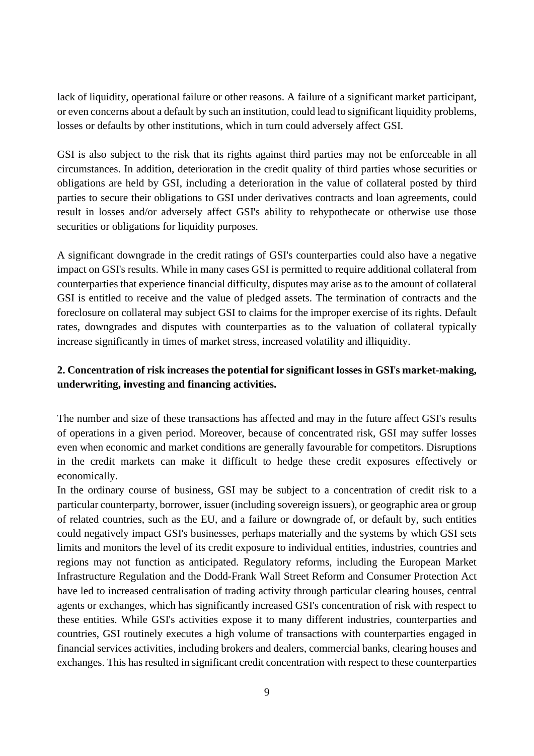lack of liquidity, operational failure or other reasons. A failure of a significant market participant, or even concerns about a default by such an institution, could lead to significant liquidity problems, losses or defaults by other institutions, which in turn could adversely affect GSI.

GSI is also subject to the risk that its rights against third parties may not be enforceable in all circumstances. In addition, deterioration in the credit quality of third parties whose securities or obligations are held by GSI, including a deterioration in the value of collateral posted by third parties to secure their obligations to GSI under derivatives contracts and loan agreements, could result in losses and/or adversely affect GSI's ability to rehypothecate or otherwise use those securities or obligations for liquidity purposes.

A significant downgrade in the credit ratings of GSI's counterparties could also have a negative impact on GSI's results. While in many cases GSI is permitted to require additional collateral from counterparties that experience financial difficulty, disputes may arise as to the amount of collateral GSI is entitled to receive and the value of pledged assets. The termination of contracts and the foreclosure on collateral may subject GSI to claims for the improper exercise of its rights. Default rates, downgrades and disputes with counterparties as to the valuation of collateral typically increase significantly in times of market stress, increased volatility and illiquidity.

**2. Concentration of risk increases the potential for significant losses in GSI's market-making, underwriting, investing and financing activities.**

The number and size of these transactions has affected and may in the future affect GSI's results of operations in a given period. Moreover, because of concentrated risk, GSI may suffer losses even when economic and market conditions are generally favourable for competitors. Disruptions in the credit markets can make it difficult to hedge these credit exposures effectively or economically.

In the ordinary course of business, GSI may be subject to a concentration of credit risk to a particular counterparty, borrower, issuer (including sovereign issuers), or geographic area or group of related countries, such as the EU, and a failure or downgrade of, or default by, such entities could negatively impact GSI's businesses, perhaps materially and the systems by which GSI sets limits and monitors the level of its credit exposure to individual entities, industries, countries and regions may not function as anticipated. Regulatory reforms, including the European Market Infrastructure Regulation and the Dodd-Frank Wall Street Reform and Consumer Protection Act have led to increased centralisation of trading activity through particular clearing houses, central agents or exchanges, which has significantly increased GSI's concentration of risk with respect to these entities. While GSI's activities expose it to many different industries, counterparties and countries, GSI routinely executes a high volume of transactions with counterparties engaged in financial services activities, including brokers and dealers, commercial banks, clearing houses and exchanges. This has resulted in significant credit concentration with respect to these counterparties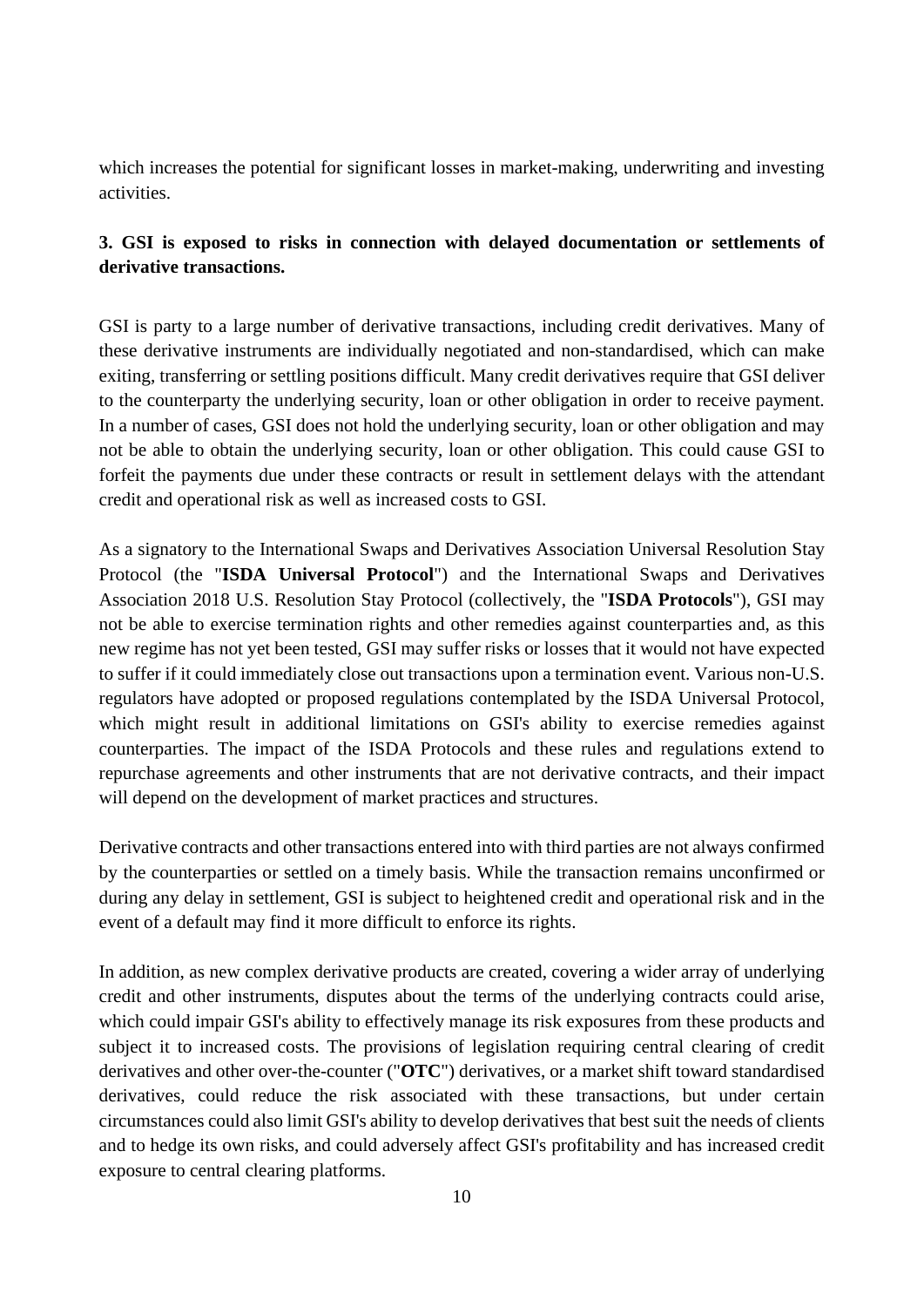which increases the potential for significant losses in market-making, underwriting and investing activities.

**3. GSI is exposed to risks in connection with delayed documentation or settlements of derivative transactions.**

GSI is party to a large number of derivative transactions, including credit derivatives. Many of these derivative instruments are individually negotiated and non-standardised, which can make exiting, transferring or settling positions difficult. Many credit derivatives require that GSI deliver to the counterparty the underlying security, loan or other obligation in order to receive payment. In a number of cases, GSI does not hold the underlying security, loan or other obligation and may not be able to obtain the underlying security, loan or other obligation. This could cause GSI to forfeit the payments due under these contracts or result in settlement delays with the attendant credit and operational risk as well as increased costs to GSI.

As a signatory to the International Swaps and Derivatives Association Universal Resolution Stay Protocol (the "**ISDA Universal Protocol**") and the International Swaps and Derivatives Association 2018 U.S. Resolution Stay Protocol (collectively, the "**ISDA Protocols**"), GSI may not be able to exercise termination rights and other remedies against counterparties and, as this new regime has not yet been tested, GSI may suffer risks or losses that it would not have expected to suffer if it could immediately close out transactions upon a termination event. Various non-U.S. regulators have adopted or proposed regulations contemplated by the ISDA Universal Protocol, which might result in additional limitations on GSI's ability to exercise remedies against counterparties. The impact of the ISDA Protocols and these rules and regulations extend to repurchase agreements and other instruments that are not derivative contracts, and their impact will depend on the development of market practices and structures.

Derivative contracts and other transactions entered into with third parties are not always confirmed by the counterparties or settled on a timely basis. While the transaction remains unconfirmed or during any delay in settlement, GSI is subject to heightened credit and operational risk and in the event of a default may find it more difficult to enforce its rights.

In addition, as new complex derivative products are created, covering a wider array of underlying credit and other instruments, disputes about the terms of the underlying contracts could arise, which could impair GSI's ability to effectively manage its risk exposures from these products and subject it to increased costs. The provisions of legislation requiring central clearing of credit derivatives and other over-the-counter ("**OTC**") derivatives, or a market shift toward standardised derivatives, could reduce the risk associated with these transactions, but under certain circumstances could also limit GSI's ability to develop derivatives that best suit the needs of clients and to hedge its own risks, and could adversely affect GSI's profitability and has increased credit exposure to central clearing platforms.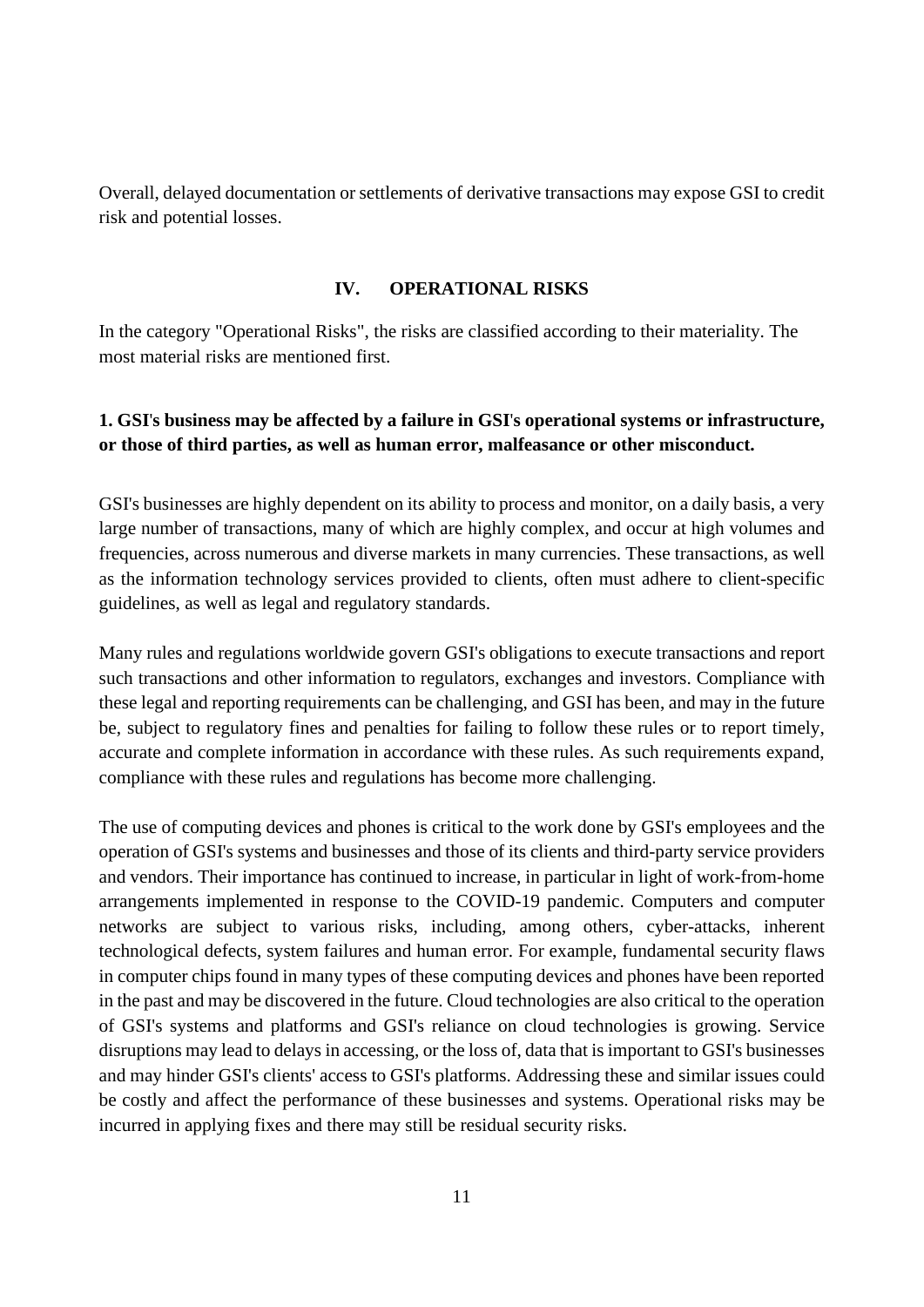Overall, delayed documentation or settlements of derivative transactions may expose GSI to credit risk and potential losses.

## IV. OPERATIONAL RISKS

In the category "Operational Risks", the risks are classified according to their materiality. The most material risks are mentioned first.

### 1. GSI's business may be affected by a failure in GSI's operational systems or infrastructure, or those of third parties, as well as human error, malfeasance or other misconduct.

GSI's businesses are highly dependent on its ability to process and monitor, on a daily basis, a very large number of transactions, many of which are highly complex, and occur at high volumes and frequencies, across numerous and diverse markets in many currencies. These transactions, as well as the information technology services provided to clients, often must adhere to client-specific guidelines, as well as legal and regulatory standards.

Many rules and regulations worldwide govern GSI's obligations to execute transactions and report such transactions and other information to regulators, exchanges and investors. Compliance with these legal and reporting requirements can be challenging, and GSI has been, and may in the future be, subject to regulatory fines and penalties for failing to follow these rules or to report timely, accurate and complete information in accordance with these rules. As such requirements expand, compliance with these rules and regulations has become more challenging.

The use of computing devices and phones is critical to the work done by GSI's employees and the operation of GSI's systems and businesses and those of its clients and third-party service providers and vendors. Their importance has continued to increase, in particular in light of work-from-home arrangements implemented in response to the COVID-19 pandemic. Computers and computer networks are subject to various risks, including, among others, cyber-attacks, inherent technological defects, system failures and human error. For example, fundamental security flaws in computer chips found in many types of these computing devices and phones have been reported in the past and may be discovered in the future. Cloud technologies are also critical to the operation of GSI's systems and platforms and GSI's reliance on cloud technologies is growing. Service disruptions may lead to delays in accessing, or the loss of, data that is important to GSI's businesses and may hinder GSI's clients' access to GSI's platforms. Addressing these and similar issues could be costly and affect the performance of these businesses and systems. Operational risks may be incurred in applying fixes and there may still be residual security risks.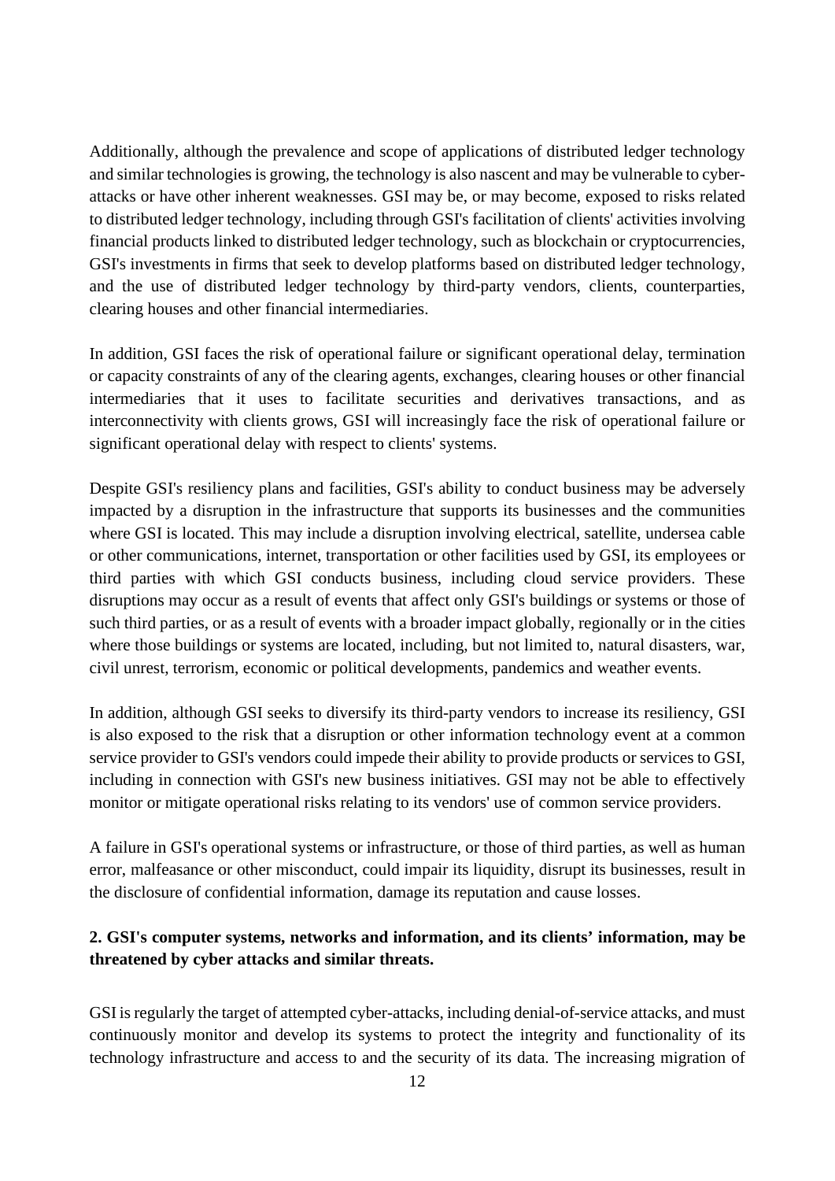Additionally, although the prevalence and scope of applications of distributed ledger technology and similar technologies is growing, the technology is also nascent and may be vulnerable to cyber-attacks or have other inherent weaknesses. GSI may be, or may become, exposed to risks related to distributed ledger technology, including through GSI's facilitation of clients' activities involving financial products linked to distributed ledger technology, such as blockchain or cryptocurrencies, GSI's investments in firms that seek to develop platforms based on distributed ledger technology, and the use of distributed ledger technology by third-party vendors, clients, counterparties, clearing houses and other financial intermediaries.

In addition, GSI faces the risk of operational failure or significant operational delay, termination or capacity constraints of any of the clearing agents, exchanges, clearing houses or other financial intermediaries that it uses to facilitate securities and derivatives transactions, and as interconnectivity with clients grows, GSI will increasingly face the risk of operational failure or significant operational delay with respect to clients' systems.

Despite GSI's resiliency plans and facilities, GSI's ability to conduct business may be adversely impacted by a disruption in the infrastructure that supports its businesses and the communities where GSI is located. This may include a disruption involving electrical, satellite, undersea cable or other communications, internet, transportation or other facilities used by GSI, its employees or third parties with which GSI conducts business, including cloud service providers. These disruptions may occur as a result of events that affect only GSI's buildings or systems or those of such third parties, or as a result of events with a broader impact globally, regionally or in the cities where those buildings or systems are located, including, but not limited to, natural disasters, war, civil unrest, terrorism, economic or political developments, pandemics and weather events.

In addition, although GSI seeks to diversify its third-party vendors to increase its resiliency, GSI is also exposed to the risk that a disruption or other information technology event at a common service provider to GSI's vendors could impede their ability to provide products or services to GSI, including in connection with GSI's new business initiatives. GSI may not be able to effectively monitor or mitigate operational risks relating to its vendors' use of common service providers.

A failure in GSI's operational systems or infrastructure, or those of third parties, as well as human error, malfeasance or other misconduct, could impair its liquidity, disrupt its businesses, result in the disclosure of confidential information, damage its reputation and cause losses.

**2. GSI's computer systems, networks and information, and its clients' information, may be threatened by cyber attacks and similar threats.**

GSI is regularly the target of attempted cyber-attacks, including denial-of-service attacks, and must continuously monitor and develop its systems to protect the integrity and functionality of its technology infrastructure and access to and the security of its data. The increasing migration of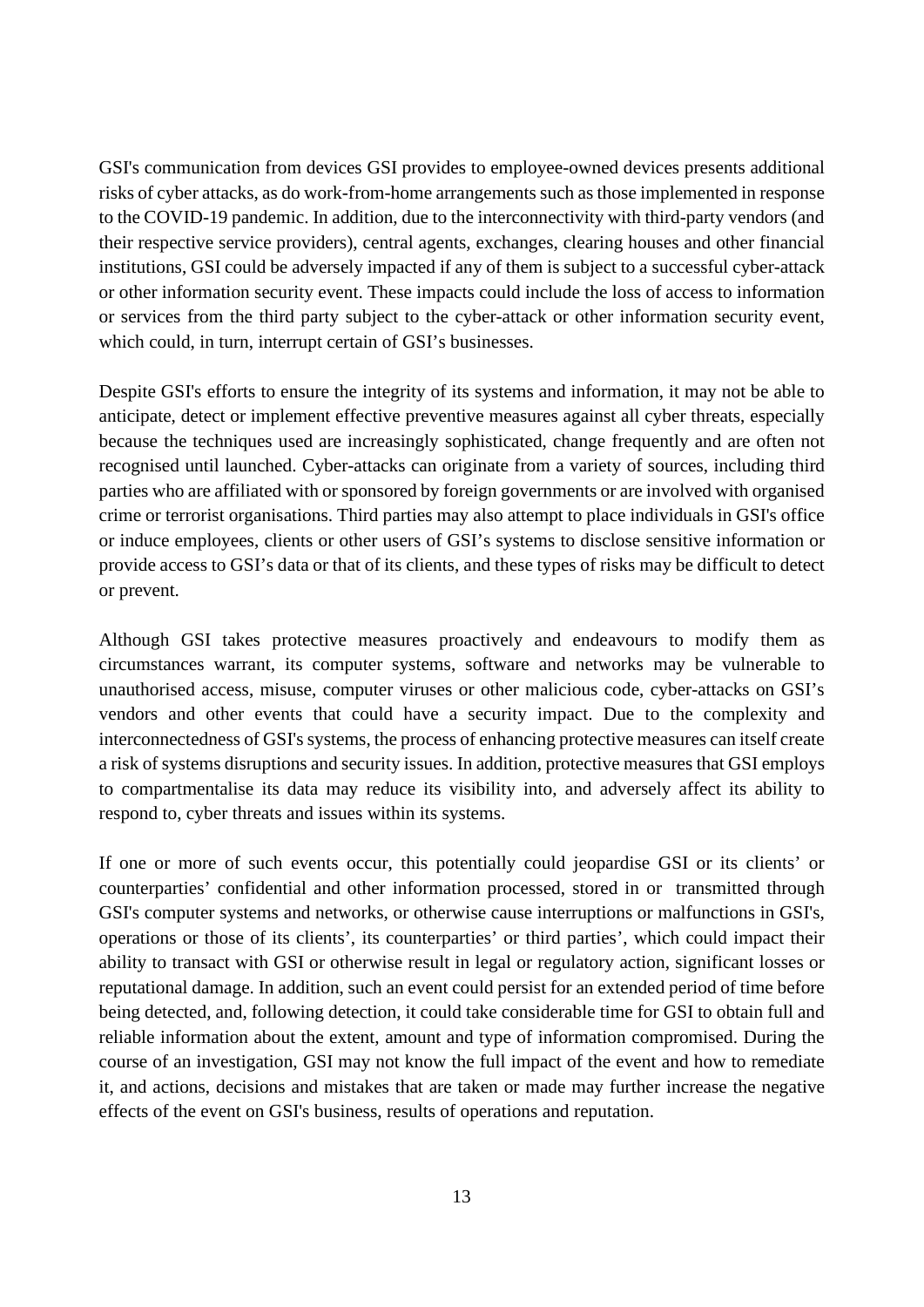GSI's communication from devices GSI provides to employee-owned devices presents additional risks of cyber attacks, as do work-from-home arrangements such as those implemented in response to the COVID-19 pandemic. In addition, due to the interconnectivity with third-party vendors (and their respective service providers), central agents, exchanges, clearing houses and other financial institutions, GSI could be adversely impacted if any of them is subject to a successful cyber-attack or other information security event. These impacts could include the loss of access to information or services from the third party subject to the cyber-attack or other information security event, which could, in turn, interrupt certain of GSI's businesses.

Despite GSI's efforts to ensure the integrity of its systems and information, it may not be able to anticipate, detect or implement effective preventive measures against all cyber threats, especially because the techniques used are increasingly sophisticated, change frequently and are often not recognised until launched. Cyber-attacks can originate from a variety of sources, including third parties who are affiliated with or sponsored by foreign governments or are involved with organised crime or terrorist organisations. Third parties may also attempt to place individuals in GSI's office or induce employees, clients or other users of GSI's systems to disclose sensitive information or provide access to GSI's data or that of its clients, and these types of risks may be difficult to detect or prevent.

Although GSI takes protective measures proactively and endeavours to modify them as circumstances warrant, its computer systems, software and networks may be vulnerable to unauthorised access, misuse, computer viruses or other malicious code, cyber-attacks on GSI's vendors and other events that could have a security impact. Due to the complexity and interconnectedness of GSI's systems, the process of enhancing protective measures can itself create a risk of systems disruptions and security issues. In addition, protective measures that GSI employs to compartmentalise its data may reduce its visibility into, and adversely affect its ability to respond to, cyber threats and issues within its systems.

If one or more of such events occur, this potentially could jeopardise GSI or its clients' or counterparties' confidential and other information processed, stored in or transmitted through GSI's computer systems and networks, or otherwise cause interruptions or malfunctions in GSI's, operations or those of its clients', its counterparties' or third parties', which could impact their ability to transact with GSI or otherwise result in legal or regulatory action, significant losses or reputational damage. In addition, such an event could persist for an extended period of time before being detected, and, following detection, it could take considerable time for GSI to obtain full and reliable information about the extent, amount and type of information compromised. During the course of an investigation, GSI may not know the full impact of the event and how to remediate it, and actions, decisions and mistakes that are taken or made may further increase the negative effects of the event on GSI's business, results of operations and reputation.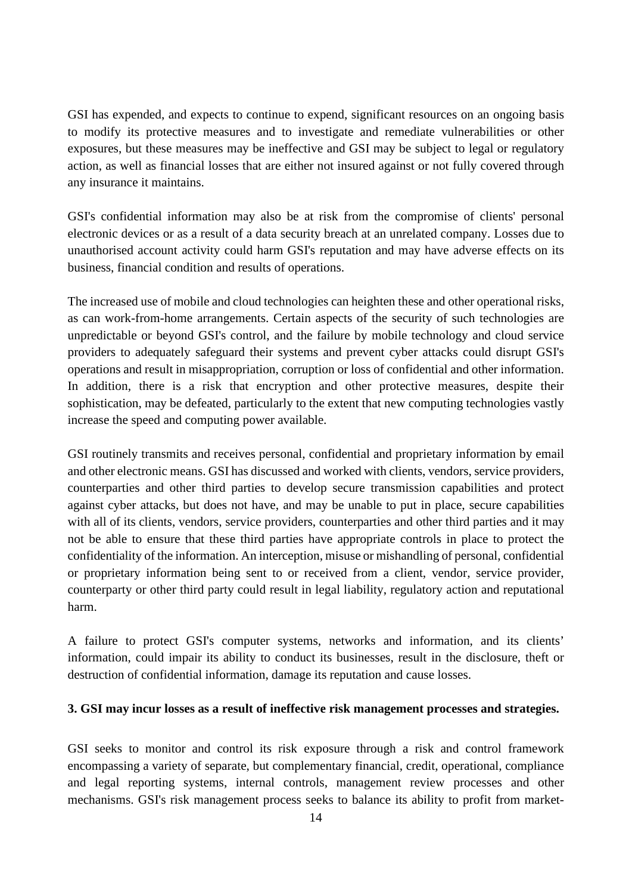GSI has expended, and expects to continue to expend, significant resources on an ongoing basis to modify its protective measures and to investigate and remediate vulnerabilities or other exposures, but these measures may be ineffective and GSI may be subject to legal or regulatory action, as well as financial losses that are either not insured against or not fully covered through any insurance it maintains.

GSI's confidential information may also be at risk from the compromise of clients' personal electronic devices or as a result of a data security breach at an unrelated company. Losses due to unauthorised account activity could harm GSI's reputation and may have adverse effects on its business, financial condition and results of operations.

The increased use of mobile and cloud technologies can heighten these and other operational risks, as can work-from-home arrangements. Certain aspects of the security of such technologies are unpredictable or beyond GSI's control, and the failure by mobile technology and cloud service providers to adequately safeguard their systems and prevent cyber attacks could disrupt GSI's operations and result in misappropriation, corruption or loss of confidential and other information. In addition, there is a risk that encryption and other protective measures, despite their sophistication, may be defeated, particularly to the extent that new computing technologies vastly increase the speed and computing power available.

GSI routinely transmits and receives personal, confidential and proprietary information by email and other electronic means. GSI has discussed and worked with clients, vendors, service providers, counterparties and other third parties to develop secure transmission capabilities and protect against cyber attacks, but does not have, and may be unable to put in place, secure capabilities with all of its clients, vendors, service providers, counterparties and other third parties and it may not be able to ensure that these third parties have appropriate controls in place to protect the confidentiality of the information. An interception, misuse or mishandling of personal, confidential or proprietary information being sent to or received from a client, vendor, service provider, counterparty or other third party could result in legal liability, regulatory action and reputational harm.

A failure to protect GSI's computer systems, networks and information, and its clients' information, could impair its ability to conduct its businesses, result in the disclosure, theft or destruction of confidential information, damage its reputation and cause losses.

**3. GSI may incur losses as a result of ineffective risk management processes and strategies.**

GSI seeks to monitor and control its risk exposure through a risk and control framework encompassing a variety of separate, but complementary financial, credit, operational, compliance and legal reporting systems, internal controls, management review processes and other mechanisms. GSI's risk management process seeks to balance its ability to profit from market-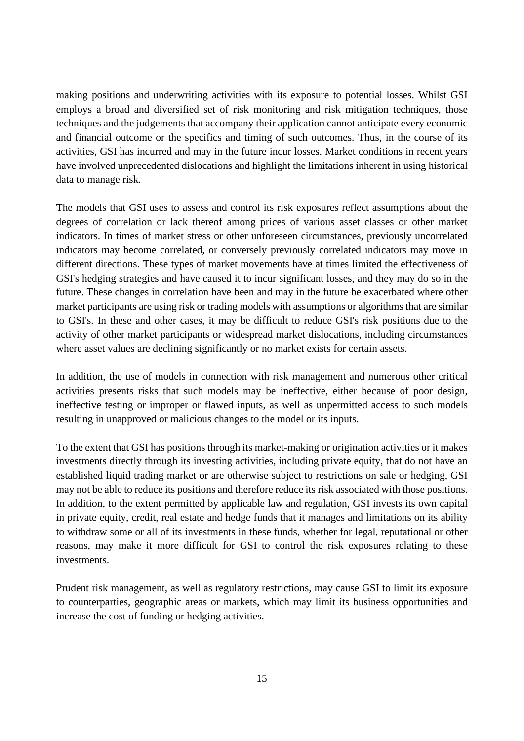making positions and underwriting activities with its exposure to potential losses. Whilst GSI employs a broad and diversified set of risk monitoring and risk mitigation techniques, those techniques and the judgements that accompany their application cannot anticipate every economic and financial outcome or the specifics and timing of such outcomes. Thus, in the course of its activities, GSI has incurred and may in the future incur losses. Market conditions in recent years have involved unprecedented dislocations and highlight the limitations inherent in using historical data to manage risk.

The models that GSI uses to assess and control its risk exposures reflect assumptions about the degrees of correlation or lack thereof among prices of various asset classes or other market indicators. In times of market stress or other unforeseen circumstances, previously uncorrelated indicators may become correlated, or conversely previously correlated indicators may move in different directions. These types of market movements have at times limited the effectiveness of GSI's hedging strategies and have caused it to incur significant losses, and they may do so in the future. These changes in correlation have been and may in the future be exacerbated where other market participants are using risk or trading models with assumptions or algorithms that are similar to GSI's. In these and other cases, it may be difficult to reduce GSI's risk positions due to the activity of other market participants or widespread market dislocations, including circumstances where asset values are declining significantly or no market exists for certain assets.

In addition, the use of models in connection with risk management and numerous other critical activities presents risks that such models may be ineffective, either because of poor design, ineffective testing or improper or flawed inputs, as well as unpermitted access to such models resulting in unapproved or malicious changes to the model or its inputs.

To the extent that GSI has positions through its market-making or origination activities or it makes investments directly through its investing activities, including private equity, that do not have an established liquid trading market or are otherwise subject to restrictions on sale or hedging, GSI may not be able to reduce its positions and therefore reduce its risk associated with those positions. In addition, to the extent permitted by applicable law and regulation, GSI invests its own capital in private equity, credit, real estate and hedge funds that it manages and limitations on its ability to withdraw some or all of its investments in these funds, whether for legal, reputational or other reasons, may make it more difficult for GSI to control the risk exposures relating to these investments.

Prudent risk management, as well as regulatory restrictions, may cause GSI to limit its exposure to counterparties, geographic areas or markets, which may limit its business opportunities and increase the cost of funding or hedging activities.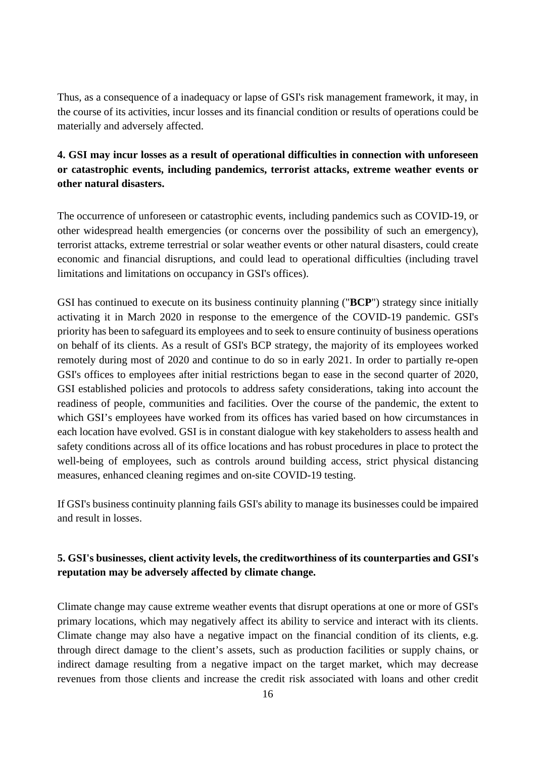Thus, as a consequence of a inadequacy or lapse of GSI's risk management framework, it may, in the course of its activities, incur losses and its financial condition or results of operations could be materially and adversely affected.

**4. GSI may incur losses as a result of operational difficulties in connection with unforeseen or catastrophic events, including pandemics, terrorist attacks, extreme weather events or other natural disasters.**

The occurrence of unforeseen or catastrophic events, including pandemics such as COVID-19, or other widespread health emergencies (or concerns over the possibility of such an emergency), terrorist attacks, extreme terrestrial or solar weather events or other natural disasters, could create economic and financial disruptions, and could lead to operational difficulties (including travel limitations and limitations on occupancy in GSI's offices).

GSI has continued to execute on its business continuity planning ("**BCP**") strategy since initially activating it in March 2020 in response to the emergence of the COVID-19 pandemic. GSI's priority has been to safeguard its employees and to seek to ensure continuity of business operations on behalf of its clients. As a result of GSI's BCP strategy, the majority of its employees worked remotely during most of 2020 and continue to do so in early 2021. In order to partially re-open GSI's offices to employees after initial restrictions began to ease in the second quarter of 2020, GSI established policies and protocols to address safety considerations, taking into account the readiness of people, communities and facilities. Over the course of the pandemic, the extent to which GSI's employees have worked from its offices has varied based on how circumstances in each location have evolved. GSI is in constant dialogue with key stakeholders to assess health and safety conditions across all of its office locations and has robust procedures in place to protect the well-being of employees, such as controls around building access, strict physical distancing measures, enhanced cleaning regimes and on-site COVID-19 testing.

If GSI's business continuity planning fails GSI's ability to manage its businesses could be impaired and result in losses.

**5. GSI's businesses, client activity levels, the creditworthiness of its counterparties and GSI's reputation may be adversely affected by climate change.**

Climate change may cause extreme weather events that disrupt operations at one or more of GSI's primary locations, which may negatively affect its ability to service and interact with its clients. Climate change may also have a negative impact on the financial condition of its clients, e.g. through direct damage to the client's assets, such as production facilities or supply chains, or indirect damage resulting from a negative impact on the target market, which may decrease revenues from those clients and increase the credit risk associated with loans and other credit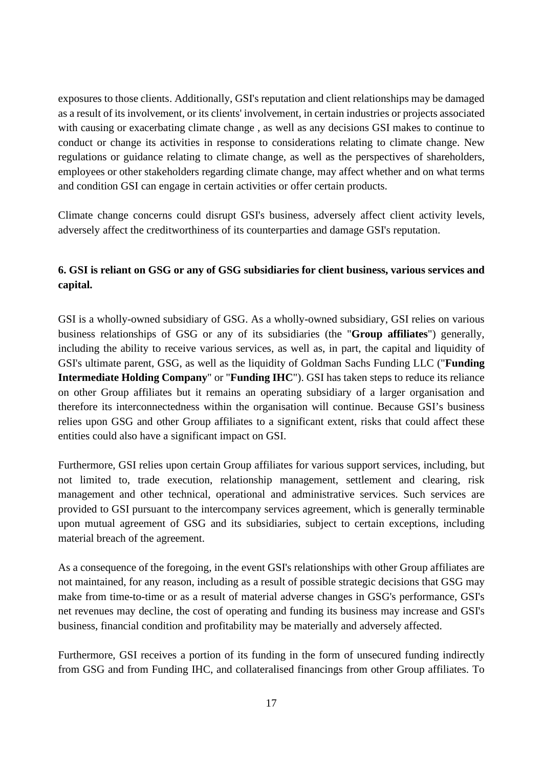exposures to those clients. Additionally, GSI's reputation and client relationships may be damaged as a result of its involvement, or its clients' involvement, in certain industries or projects associated with causing or exacerbating climate change , as well as any decisions GSI makes to continue to conduct or change its activities in response to considerations relating to climate change. New regulations or guidance relating to climate change, as well as the perspectives of shareholders, employees or other stakeholders regarding climate change, may affect whether and on what terms and condition GSI can engage in certain activities or offer certain products.

Climate change concerns could disrupt GSI's business, adversely affect client activity levels, adversely affect the creditworthiness of its counterparties and damage GSI's reputation.

**6. GSI is reliant on GSG or any of GSG subsidiaries for client business, various services and capital.**

GSI is a wholly-owned subsidiary of GSG. As a wholly-owned subsidiary, GSI relies on various business relationships of GSG or any of its subsidiaries (the "**Group affiliates**") generally, including the ability to receive various services, as well as, in part, the capital and liquidity of GSI's ultimate parent, GSG, as well as the liquidity of Goldman Sachs Funding LLC ("**Funding Intermediate Holding Company**" or "**Funding IHC**"). GSI has taken steps to reduce its reliance on other Group affiliates but it remains an operating subsidiary of a larger organisation and therefore its interconnectedness within the organisation will continue. Because GSI's business relies upon GSG and other Group affiliates to a significant extent, risks that could affect these entities could also have a significant impact on GSI.

Furthermore, GSI relies upon certain Group affiliates for various support services, including, but not limited to, trade execution, relationship management, settlement and clearing, risk management and other technical, operational and administrative services. Such services are provided to GSI pursuant to the intercompany services agreement, which is generally terminable upon mutual agreement of GSG and its subsidiaries, subject to certain exceptions, including material breach of the agreement.

As a consequence of the foregoing, in the event GSI's relationships with other Group affiliates are not maintained, for any reason, including as a result of possible strategic decisions that GSG may make from time-to-time or as a result of material adverse changes in GSG's performance, GSI's net revenues may decline, the cost of operating and funding its business may increase and GSI's business, financial condition and profitability may be materially and adversely affected.

Furthermore, GSI receives a portion of its funding in the form of unsecured funding indirectly from GSG and from Funding IHC, and collateralised financings from other Group affiliates. To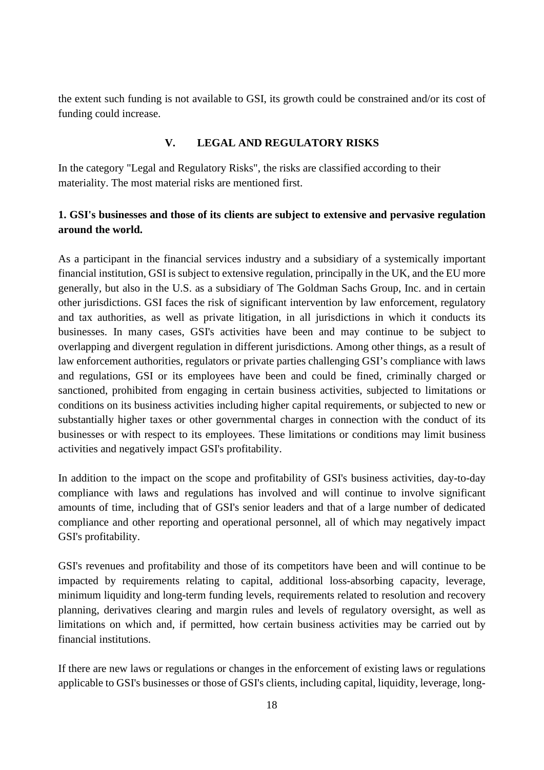the extent such funding is not available to GSI, its growth could be constrained and/or its cost of funding could increase.

## V. LEGAL AND REGULATORY RISKS

In the category "Legal and Regulatory Risks", the risks are classified according to their materiality. The most material risks are mentioned first.

### 1. GSI's businesses and those of its clients are subject to extensive and pervasive regulation around the world.

As a participant in the financial services industry and a subsidiary of a systemically important financial institution, GSI is subject to extensive regulation, principally in the UK, and the EU more generally, but also in the U.S. as a subsidiary of The Goldman Sachs Group, Inc. and in certain other jurisdictions. GSI faces the risk of significant intervention by law enforcement, regulatory and tax authorities, as well as private litigation, in all jurisdictions in which it conducts its businesses. In many cases, GSI's activities have been and may continue to be subject to overlapping and divergent regulation in different jurisdictions. Among other things, as a result of law enforcement authorities, regulators or private parties challenging GSI's compliance with laws and regulations, GSI or its employees have been and could be fined, criminally charged or sanctioned, prohibited from engaging in certain business activities, subjected to limitations or conditions on its business activities including higher capital requirements, or subjected to new or substantially higher taxes or other governmental charges in connection with the conduct of its businesses or with respect to its employees. These limitations or conditions may limit business activities and negatively impact GSI's profitability.

In addition to the impact on the scope and profitability of GSI's business activities, day-to-day compliance with laws and regulations has involved and will continue to involve significant amounts of time, including that of GSI's senior leaders and that of a large number of dedicated compliance and other reporting and operational personnel, all of which may negatively impact GSI's profitability.

GSI's revenues and profitability and those of its competitors have been and will continue to be impacted by requirements relating to capital, additional loss-absorbing capacity, leverage, minimum liquidity and long-term funding levels, requirements related to resolution and recovery planning, derivatives clearing and margin rules and levels of regulatory oversight, as well as limitations on which and, if permitted, how certain business activities may be carried out by financial institutions.

If there are new laws or regulations or changes in the enforcement of existing laws or regulations applicable to GSI's businesses or those of GSI's clients, including capital, liquidity, leverage, long-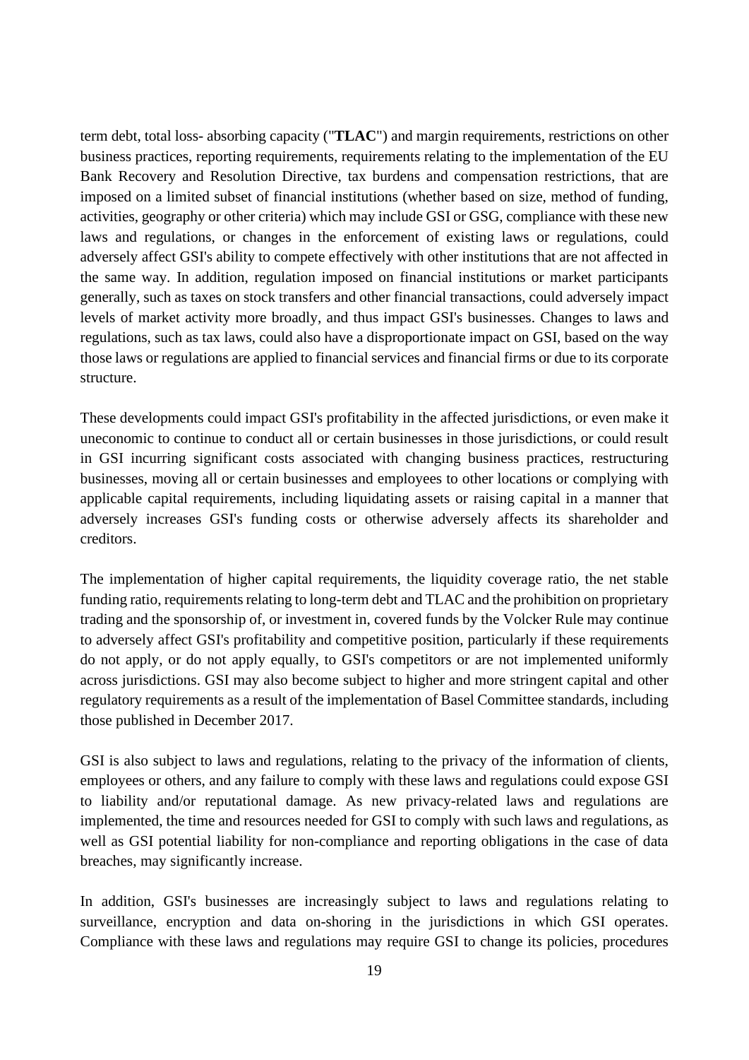term debt, total loss- absorbing capacity ("**TLAC**") and margin requirements, restrictions on other business practices, reporting requirements, requirements relating to the implementation of the EU Bank Recovery and Resolution Directive, tax burdens and compensation restrictions, that are imposed on a limited subset of financial institutions (whether based on size, method of funding, activities, geography or other criteria) which may include GSI or GSG, compliance with these new laws and regulations, or changes in the enforcement of existing laws or regulations, could adversely affect GSI's ability to compete effectively with other institutions that are not affected in the same way. In addition, regulation imposed on financial institutions or market participants generally, such as taxes on stock transfers and other financial transactions, could adversely impact levels of market activity more broadly, and thus impact GSI's businesses. Changes to laws and regulations, such as tax laws, could also have a disproportionate impact on GSI, based on the way those laws or regulations are applied to financial services and financial firms or due to its corporate structure.

These developments could impact GSI's profitability in the affected jurisdictions, or even make it uneconomic to continue to conduct all or certain businesses in those jurisdictions, or could result in GSI incurring significant costs associated with changing business practices, restructuring businesses, moving all or certain businesses and employees to other locations or complying with applicable capital requirements, including liquidating assets or raising capital in a manner that adversely increases GSI's funding costs or otherwise adversely affects its shareholder and creditors.

The implementation of higher capital requirements, the liquidity coverage ratio, the net stable funding ratio, requirements relating to long-term debt and TLAC and the prohibition on proprietary trading and the sponsorship of, or investment in, covered funds by the Volcker Rule may continue to adversely affect GSI's profitability and competitive position, particularly if these requirements do not apply, or do not apply equally, to GSI's competitors or are not implemented uniformly across jurisdictions. GSI may also become subject to higher and more stringent capital and other regulatory requirements as a result of the implementation of Basel Committee standards, including those published in December 2017.

GSI is also subject to laws and regulations, relating to the privacy of the information of clients, employees or others, and any failure to comply with these laws and regulations could expose GSI to liability and/or reputational damage. As new privacy-related laws and regulations are implemented, the time and resources needed for GSI to comply with such laws and regulations, as well as GSI potential liability for non-compliance and reporting obligations in the case of data breaches, may significantly increase.

In addition, GSI's businesses are increasingly subject to laws and regulations relating to surveillance, encryption and data on-shoring in the jurisdictions in which GSI operates. Compliance with these laws and regulations may require GSI to change its policies, procedures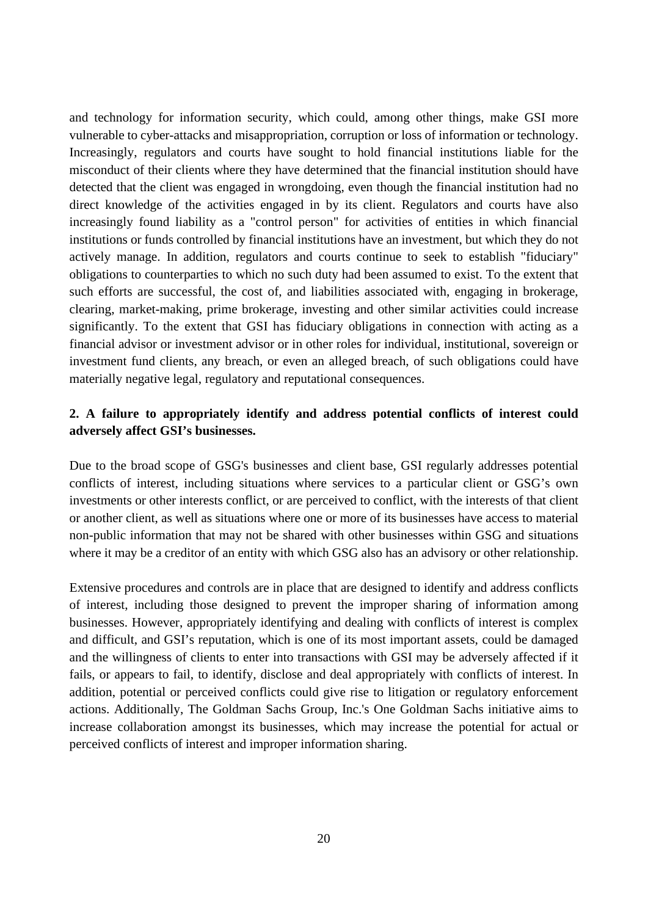and technology for information security, which could, among other things, make GSI more vulnerable to cyber-attacks and misappropriation, corruption or loss of information or technology. Increasingly, regulators and courts have sought to hold financial institutions liable for the misconduct of their clients where they have determined that the financial institution should have detected that the client was engaged in wrongdoing, even though the financial institution had no direct knowledge of the activities engaged in by its client. Regulators and courts have also increasingly found liability as a "control person" for activities of entities in which financial institutions or funds controlled by financial institutions have an investment, but which they do not actively manage. In addition, regulators and courts continue to seek to establish "fiduciary" obligations to counterparties to which no such duty had been assumed to exist. To the extent that such efforts are successful, the cost of, and liabilities associated with, engaging in brokerage, clearing, market-making, prime brokerage, investing and other similar activities could increase significantly. To the extent that GSI has fiduciary obligations in connection with acting as a financial advisor or investment advisor or in other roles for individual, institutional, sovereign or investment fund clients, any breach, or even an alleged breach, of such obligations could have materially negative legal, regulatory and reputational consequences.

**2. A failure to appropriately identify and address potential conflicts of interest could adversely affect GSI's businesses.**

Due to the broad scope of GSG's businesses and client base, GSI regularly addresses potential conflicts of interest, including situations where services to a particular client or GSG's own investments or other interests conflict, or are perceived to conflict, with the interests of that client or another client, as well as situations where one or more of its businesses have access to material non-public information that may not be shared with other businesses within GSG and situations where it may be a creditor of an entity with which GSG also has an advisory or other relationship.

Extensive procedures and controls are in place that are designed to identify and address conflicts of interest, including those designed to prevent the improper sharing of information among businesses. However, appropriately identifying and dealing with conflicts of interest is complex and difficult, and GSI's reputation, which is one of its most important assets, could be damaged and the willingness of clients to enter into transactions with GSI may be adversely affected if it fails, or appears to fail, to identify, disclose and deal appropriately with conflicts of interest. In addition, potential or perceived conflicts could give rise to litigation or regulatory enforcement actions. Additionally, The Goldman Sachs Group, Inc.'s One Goldman Sachs initiative aims to increase collaboration amongst its businesses, which may increase the potential for actual or perceived conflicts of interest and improper information sharing.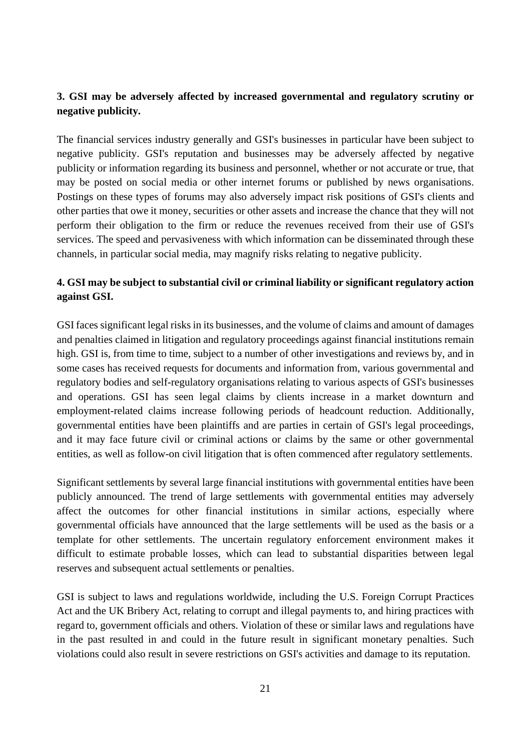**3. GSI may be adversely affected by increased governmental and regulatory scrutiny or negative publicity.**

The financial services industry generally and GSI's businesses in particular have been subject to negative publicity. GSI's reputation and businesses may be adversely affected by negative publicity or information regarding its business and personnel, whether or not accurate or true, that may be posted on social media or other internet forums or published by news organisations. Postings on these types of forums may also adversely impact risk positions of GSI's clients and other parties that owe it money, securities or other assets and increase the chance that they will not perform their obligation to the firm or reduce the revenues received from their use of GSI's services. The speed and pervasiveness with which information can be disseminated through these channels, in particular social media, may magnify risks relating to negative publicity.

**4. GSI may be subject to substantial civil or criminal liability or significant regulatory action against GSI.**

GSI faces significant legal risks in its businesses, and the volume of claims and amount of damages and penalties claimed in litigation and regulatory proceedings against financial institutions remain high. GSI is, from time to time, subject to a number of other investigations and reviews by, and in some cases has received requests for documents and information from, various governmental and regulatory bodies and self-regulatory organisations relating to various aspects of GSI's businesses and operations. GSI has seen legal claims by clients increase in a market downturn and employment-related claims increase following periods of headcount reduction. Additionally, governmental entities have been plaintiffs and are parties in certain of GSI's legal proceedings, and it may face future civil or criminal actions or claims by the same or other governmental entities, as well as follow-on civil litigation that is often commenced after regulatory settlements.

Significant settlements by several large financial institutions with governmental entities have been publicly announced. The trend of large settlements with governmental entities may adversely affect the outcomes for other financial institutions in similar actions, especially where governmental officials have announced that the large settlements will be used as the basis or a template for other settlements. The uncertain regulatory enforcement environment makes it difficult to estimate probable losses, which can lead to substantial disparities between legal reserves and subsequent actual settlements or penalties.

GSI is subject to laws and regulations worldwide, including the U.S. Foreign Corrupt Practices Act and the UK Bribery Act, relating to corrupt and illegal payments to, and hiring practices with regard to, government officials and others. Violation of these or similar laws and regulations have in the past resulted in and could in the future result in significant monetary penalties. Such violations could also result in severe restrictions on GSI's activities and damage to its reputation.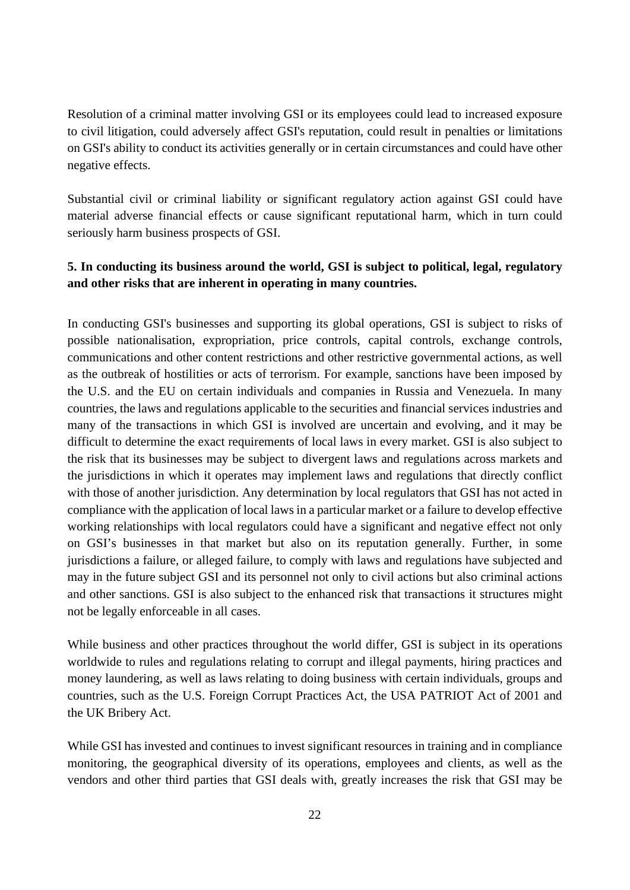Resolution of a criminal matter involving GSI or its employees could lead to increased exposure to civil litigation, could adversely affect GSI's reputation, could result in penalties or limitations on GSI's ability to conduct its activities generally or in certain circumstances and could have other negative effects.

Substantial civil or criminal liability or significant regulatory action against GSI could have material adverse financial effects or cause significant reputational harm, which in turn could seriously harm business prospects of GSI.

**5. In conducting its business around the world, GSI is subject to political, legal, regulatory and other risks that are inherent in operating in many countries.**

In conducting GSI's businesses and supporting its global operations, GSI is subject to risks of possible nationalisation, expropriation, price controls, capital controls, exchange controls, communications and other content restrictions and other restrictive governmental actions, as well as the outbreak of hostilities or acts of terrorism. For example, sanctions have been imposed by the U.S. and the EU on certain individuals and companies in Russia and Venezuela. In many countries, the laws and regulations applicable to the securities and financial services industries and many of the transactions in which GSI is involved are uncertain and evolving, and it may be difficult to determine the exact requirements of local laws in every market. GSI is also subject to the risk that its businesses may be subject to divergent laws and regulations across markets and the jurisdictions in which it operates may implement laws and regulations that directly conflict with those of another jurisdiction. Any determination by local regulators that GSI has not acted in compliance with the application of local laws in a particular market or a failure to develop effective working relationships with local regulators could have a significant and negative effect not only on GSI's businesses in that market but also on its reputation generally. Further, in some jurisdictions a failure, or alleged failure, to comply with laws and regulations have subjected and may in the future subject GSI and its personnel not only to civil actions but also criminal actions and other sanctions. GSI is also subject to the enhanced risk that transactions it structures might not be legally enforceable in all cases.

While business and other practices throughout the world differ, GSI is subject in its operations worldwide to rules and regulations relating to corrupt and illegal payments, hiring practices and money laundering, as well as laws relating to doing business with certain individuals, groups and countries, such as the U.S. Foreign Corrupt Practices Act, the USA PATRIOT Act of 2001 and the UK Bribery Act.

While GSI has invested and continues to invest significant resources in training and in compliance monitoring, the geographical diversity of its operations, employees and clients, as well as the vendors and other third parties that GSI deals with, greatly increases the risk that GSI may be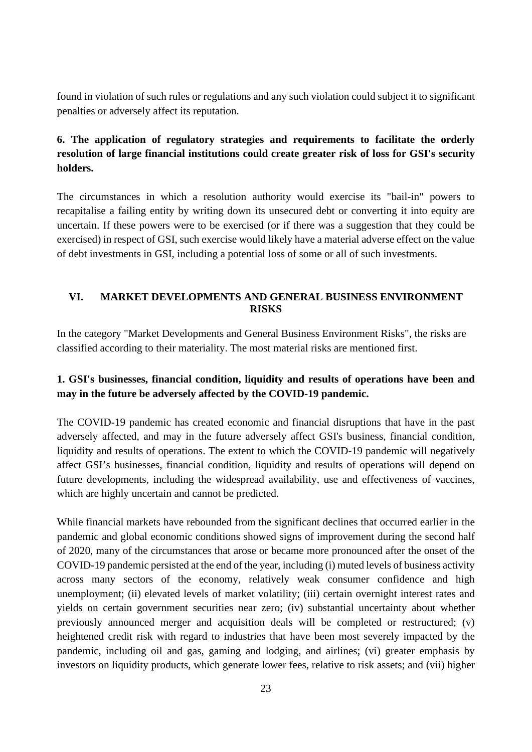found in violation of such rules or regulations and any such violation could subject it to significant penalties or adversely affect its reputation.

**6. The application of regulatory strategies and requirements to facilitate the orderly resolution of large financial institutions could create greater risk of loss for GSI's security holders.**

The circumstances in which a resolution authority would exercise its "bail-in" powers to recapitalise a failing entity by writing down its unsecured debt or converting it into equity are uncertain. If these powers were to be exercised (or if there was a suggestion that they could be exercised) in respect of GSI, such exercise would likely have a material adverse effect on the value of debt investments in GSI, including a potential loss of some or all of such investments.

## VI. MARKET DEVELOPMENTS AND GENERAL BUSINESS ENVIRONMENT RISKS

In the category "Market Developments and General Business Environment Risks", the risks are classified according to their materiality. The most material risks are mentioned first.

**1. GSI's businesses, financial condition, liquidity and results of operations have been and may in the future be adversely affected by the COVID-19 pandemic.**

The COVID-19 pandemic has created economic and financial disruptions that have in the past adversely affected, and may in the future adversely affect GSI's business, financial condition, liquidity and results of operations. The extent to which the COVID-19 pandemic will negatively affect GSI's businesses, financial condition, liquidity and results of operations will depend on future developments, including the widespread availability, use and effectiveness of vaccines, which are highly uncertain and cannot be predicted.

While financial markets have rebounded from the significant declines that occurred earlier in the pandemic and global economic conditions showed signs of improvement during the second half of 2020, many of the circumstances that arose or became more pronounced after the onset of the COVID-19 pandemic persisted at the end of the year, including (i) muted levels of business activity across many sectors of the economy, relatively weak consumer confidence and high unemployment; (ii) elevated levels of market volatility; (iii) certain overnight interest rates and yields on certain government securities near zero; (iv) substantial uncertainty about whether previously announced merger and acquisition deals will be completed or restructured; (v) heightened credit risk with regard to industries that have been most severely impacted by the pandemic, including oil and gas, gaming and lodging, and airlines; (vi) greater emphasis by investors on liquidity products, which generate lower fees, relative to risk assets; and (vii) higher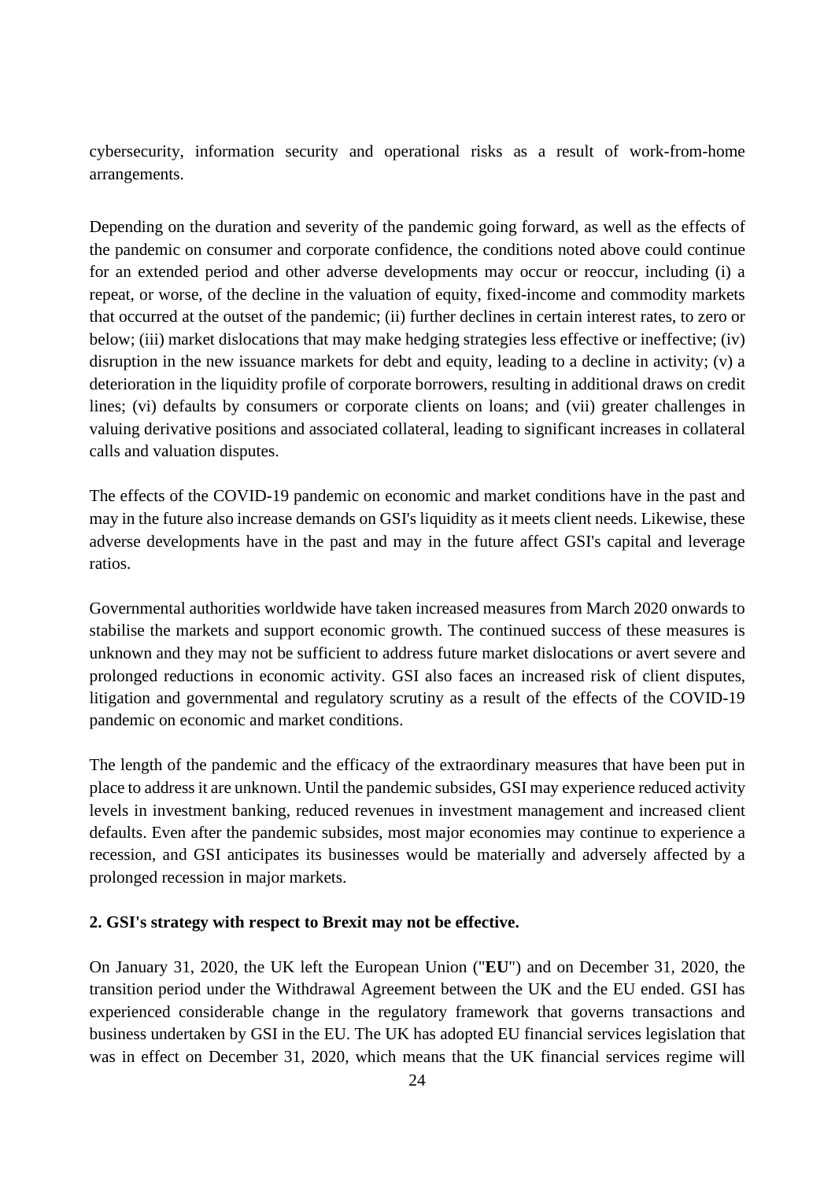cybersecurity, information security and operational risks as a result of work-from-home arrangements.

Depending on the duration and severity of the pandemic going forward, as well as the effects of the pandemic on consumer and corporate confidence, the conditions noted above could continue for an extended period and other adverse developments may occur or reoccur, including (i) a repeat, or worse, of the decline in the valuation of equity, fixed-income and commodity markets that occurred at the outset of the pandemic; (ii) further declines in certain interest rates, to zero or below; (iii) market dislocations that may make hedging strategies less effective or ineffective; (iv) disruption in the new issuance markets for debt and equity, leading to a decline in activity; (v) a deterioration in the liquidity profile of corporate borrowers, resulting in additional draws on credit lines; (vi) defaults by consumers or corporate clients on loans; and (vii) greater challenges in valuing derivative positions and associated collateral, leading to significant increases in collateral calls and valuation disputes.

The effects of the COVID-19 pandemic on economic and market conditions have in the past and may in the future also increase demands on GSI's liquidity as it meets client needs. Likewise, these adverse developments have in the past and may in the future affect GSI's capital and leverage ratios.

Governmental authorities worldwide have taken increased measures from March 2020 onwards to stabilise the markets and support economic growth. The continued success of these measures is unknown and they may not be sufficient to address future market dislocations or avert severe and prolonged reductions in economic activity. GSI also faces an increased risk of client disputes, litigation and governmental and regulatory scrutiny as a result of the effects of the COVID-19 pandemic on economic and market conditions.

The length of the pandemic and the efficacy of the extraordinary measures that have been put in place to address it are unknown. Until the pandemic subsides, GSI may experience reduced activity levels in investment banking, reduced revenues in investment management and increased client defaults. Even after the pandemic subsides, most major economies may continue to experience a recession, and GSI anticipates its businesses would be materially and adversely affected by a prolonged recession in major markets.

**2. GSI's strategy with respect to Brexit may not be effective.**

On January 31, 2020, the UK left the European Union ("**EU**") and on December 31, 2020, the transition period under the Withdrawal Agreement between the UK and the EU ended. GSI has experienced considerable change in the regulatory framework that governs transactions and business undertaken by GSI in the EU. The UK has adopted EU financial services legislation that was in effect on December 31, 2020, which means that the UK financial services regime will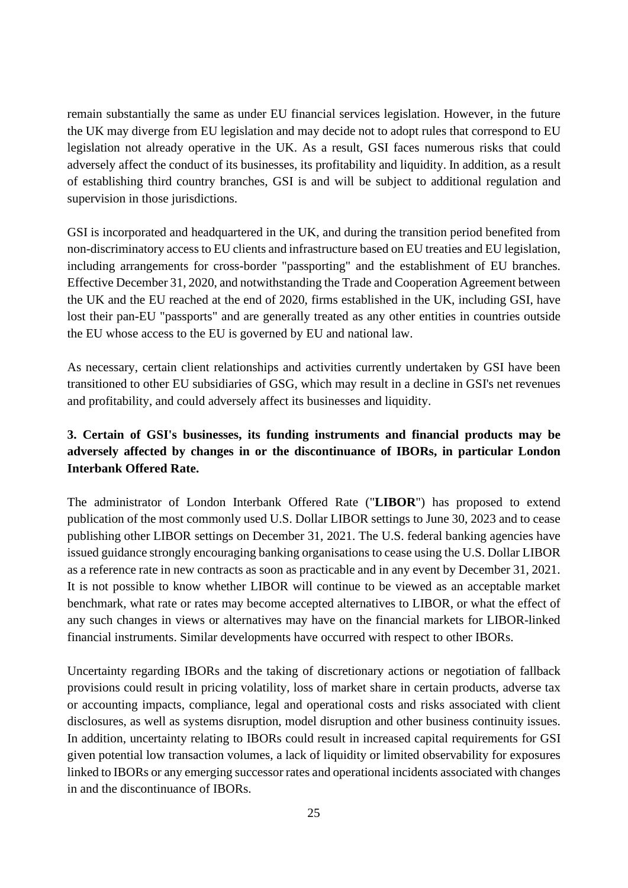remain substantially the same as under EU financial services legislation. However, in the future the UK may diverge from EU legislation and may decide not to adopt rules that correspond to EU legislation not already operative in the UK. As a result, GSI faces numerous risks that could adversely affect the conduct of its businesses, its profitability and liquidity. In addition, as a result of establishing third country branches, GSI is and will be subject to additional regulation and supervision in those jurisdictions.

GSI is incorporated and headquartered in the UK, and during the transition period benefited from non-discriminatory access to EU clients and infrastructure based on EU treaties and EU legislation, including arrangements for cross-border "passporting" and the establishment of EU branches. Effective December 31, 2020, and notwithstanding the Trade and Cooperation Agreement between the UK and the EU reached at the end of 2020, firms established in the UK, including GSI, have lost their pan-EU "passports" and are generally treated as any other entities in countries outside the EU whose access to the EU is governed by EU and national law.

As necessary, certain client relationships and activities currently undertaken by GSI have been transitioned to other EU subsidiaries of GSG, which may result in a decline in GSI's net revenues and profitability, and could adversely affect its businesses and liquidity.

**3. Certain of GSI's businesses, its funding instruments and financial products may be adversely affected by changes in or the discontinuance of IBORs, in particular London Interbank Offered Rate.**

The administrator of London Interbank Offered Rate ("**LIBOR**") has proposed to extend publication of the most commonly used U.S. Dollar LIBOR settings to June 30, 2023 and to cease publishing other LIBOR settings on December 31, 2021. The U.S. federal banking agencies have issued guidance strongly encouraging banking organisations to cease using the U.S. Dollar LIBOR as a reference rate in new contracts as soon as practicable and in any event by December 31, 2021. It is not possible to know whether LIBOR will continue to be viewed as an acceptable market benchmark, what rate or rates may become accepted alternatives to LIBOR, or what the effect of any such changes in views or alternatives may have on the financial markets for LIBOR-linked financial instruments. Similar developments have occurred with respect to other IBORs.

Uncertainty regarding IBORs and the taking of discretionary actions or negotiation of fallback provisions could result in pricing volatility, loss of market share in certain products, adverse tax or accounting impacts, compliance, legal and operational costs and risks associated with client disclosures, as well as systems disruption, model disruption and other business continuity issues. In addition, uncertainty relating to IBORs could result in increased capital requirements for GSI given potential low transaction volumes, a lack of liquidity or limited observability for exposures linked to IBORs or any emerging successor rates and operational incidents associated with changes in and the discontinuance of IBORs.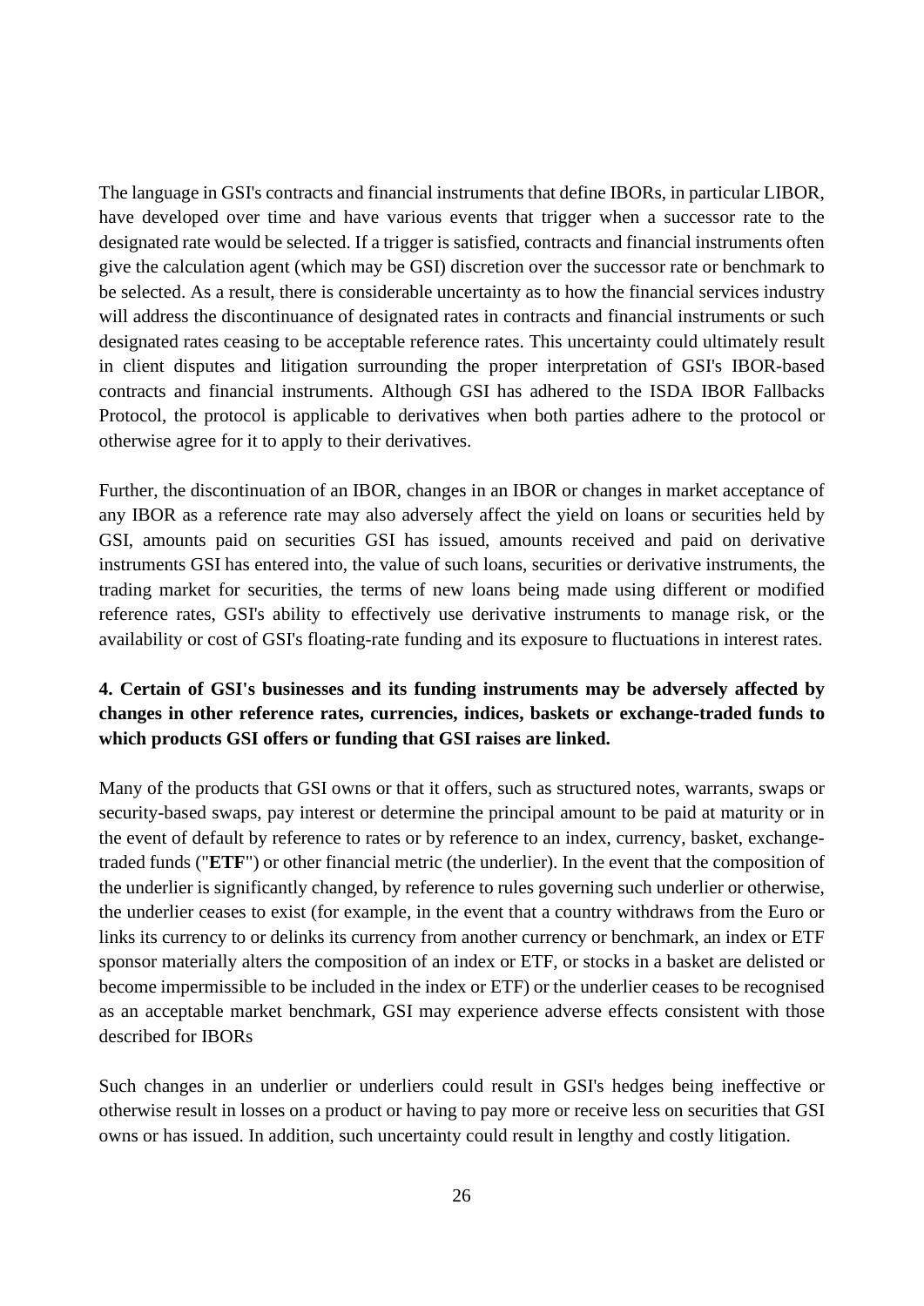The language in GSI's contracts and financial instruments that define IBORs, in particular LIBOR, have developed over time and have various events that trigger when a successor rate to the designated rate would be selected. If a trigger is satisfied, contracts and financial instruments often give the calculation agent (which may be GSI) discretion over the successor rate or benchmark to be selected. As a result, there is considerable uncertainty as to how the financial services industry will address the discontinuance of designated rates in contracts and financial instruments or such designated rates ceasing to be acceptable reference rates. This uncertainty could ultimately result in client disputes and litigation surrounding the proper interpretation of GSI's IBOR-based contracts and financial instruments. Although GSI has adhered to the ISDA IBOR Fallbacks Protocol, the protocol is applicable to derivatives when both parties adhere to the protocol or otherwise agree for it to apply to their derivatives.

Further, the discontinuation of an IBOR, changes in an IBOR or changes in market acceptance of any IBOR as a reference rate may also adversely affect the yield on loans or securities held by GSI, amounts paid on securities GSI has issued, amounts received and paid on derivative instruments GSI has entered into, the value of such loans, securities or derivative instruments, the trading market for securities, the terms of new loans being made using different or modified reference rates, GSI's ability to effectively use derivative instruments to manage risk, or the availability or cost of GSI's floating-rate funding and its exposure to fluctuations in interest rates.

**4. Certain of GSI's businesses and its funding instruments may be adversely affected by changes in other reference rates, currencies, indices, baskets or exchange-traded funds to which products GSI offers or funding that GSI raises are linked.**

Many of the products that GSI owns or that it offers, such as structured notes, warrants, swaps or security-based swaps, pay interest or determine the principal amount to be paid at maturity or in the event of default by reference to rates or by reference to an index, currency, basket, exchange-traded funds ("**ETF**") or other financial metric (the underlier). In the event that the composition of the underlier is significantly changed, by reference to rules governing such underlier or otherwise, the underlier ceases to exist (for example, in the event that a country withdraws from the Euro or links its currency to or delinks its currency from another currency or benchmark, an index or ETF sponsor materially alters the composition of an index or ETF, or stocks in a basket are delisted or become impermissible to be included in the index or ETF) or the underlier ceases to be recognised as an acceptable market benchmark, GSI may experience adverse effects consistent with those described for IBORs

Such changes in an underlier or underliers could result in GSI's hedges being ineffective or otherwise result in losses on a product or having to pay more or receive less on securities that GSI owns or has issued. In addition, such uncertainty could result in lengthy and costly litigation.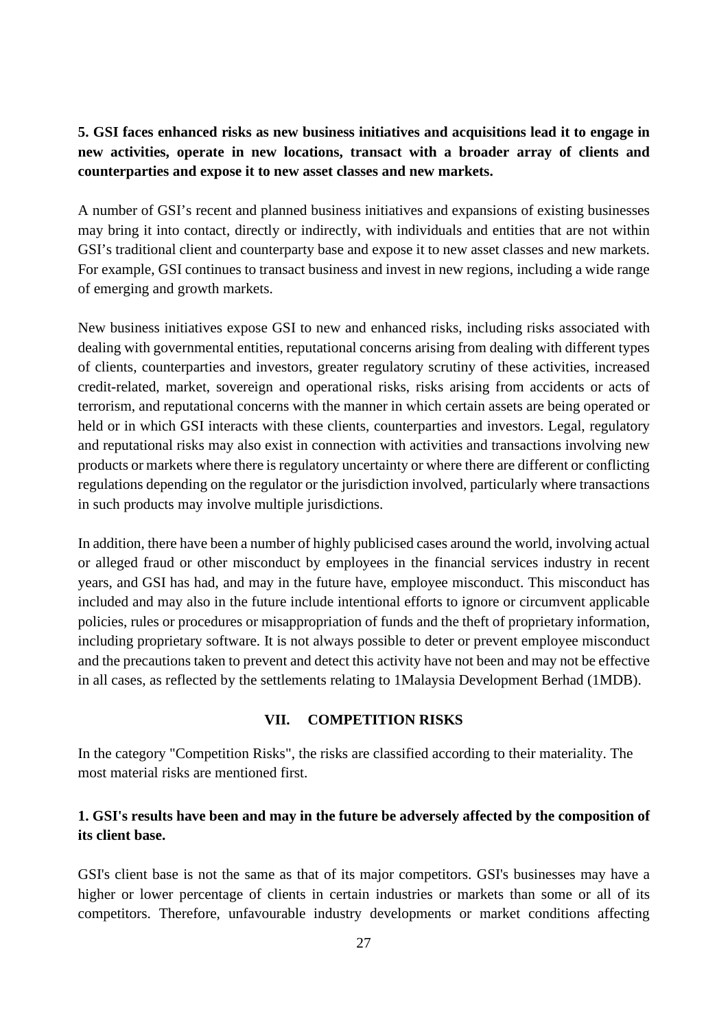**5. GSI faces enhanced risks as new business initiatives and acquisitions lead it to engage in new activities, operate in new locations, transact with a broader array of clients and counterparties and expose it to new asset classes and new markets.**

A number of GSI's recent and planned business initiatives and expansions of existing businesses may bring it into contact, directly or indirectly, with individuals and entities that are not within GSI's traditional client and counterparty base and expose it to new asset classes and new markets. For example, GSI continues to transact business and invest in new regions, including a wide range of emerging and growth markets.

New business initiatives expose GSI to new and enhanced risks, including risks associated with dealing with governmental entities, reputational concerns arising from dealing with different types of clients, counterparties and investors, greater regulatory scrutiny of these activities, increased credit-related, market, sovereign and operational risks, risks arising from accidents or acts of terrorism, and reputational concerns with the manner in which certain assets are being operated or held or in which GSI interacts with these clients, counterparties and investors. Legal, regulatory and reputational risks may also exist in connection with activities and transactions involving new products or markets where there is regulatory uncertainty or where there are different or conflicting regulations depending on the regulator or the jurisdiction involved, particularly where transactions in such products may involve multiple jurisdictions.

In addition, there have been a number of highly publicised cases around the world, involving actual or alleged fraud or other misconduct by employees in the financial services industry in recent years, and GSI has had, and may in the future have, employee misconduct. This misconduct has included and may also in the future include intentional efforts to ignore or circumvent applicable policies, rules or procedures or misappropriation of funds and the theft of proprietary information, including proprietary software. It is not always possible to deter or prevent employee misconduct and the precautions taken to prevent and detect this activity have not been and may not be effective in all cases, as reflected by the settlements relating to 1Malaysia Development Berhad (1MDB).

## VII. COMPETITION RISKS

In the category "Competition Risks", the risks are classified according to their materiality. The most material risks are mentioned first.

**1. GSI's results have been and may in the future be adversely affected by the composition of its client base.**

GSI's client base is not the same as that of its major competitors. GSI's businesses may have a higher or lower percentage of clients in certain industries or markets than some or all of its competitors. Therefore, unfavourable industry developments or market conditions affecting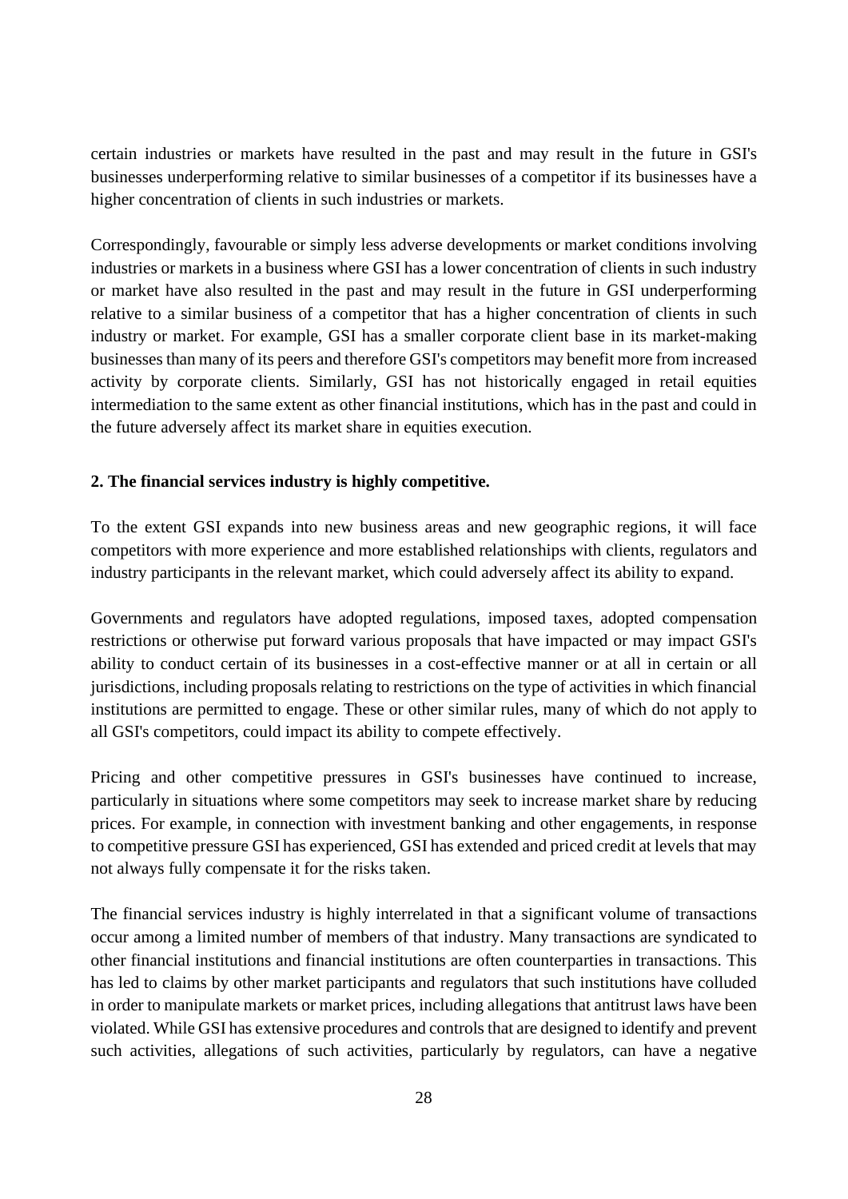certain industries or markets have resulted in the past and may result in the future in GSI's businesses underperforming relative to similar businesses of a competitor if its businesses have a higher concentration of clients in such industries or markets.

Correspondingly, favourable or simply less adverse developments or market conditions involving industries or markets in a business where GSI has a lower concentration of clients in such industry or market have also resulted in the past and may result in the future in GSI underperforming relative to a similar business of a competitor that has a higher concentration of clients in such industry or market. For example, GSI has a smaller corporate client base in its market-making businesses than many of its peers and therefore GSI's competitors may benefit more from increased activity by corporate clients. Similarly, GSI has not historically engaged in retail equities intermediation to the same extent as other financial institutions, which has in the past and could in the future adversely affect its market share in equities execution.

**2. The financial services industry is highly competitive.**

To the extent GSI expands into new business areas and new geographic regions, it will face competitors with more experience and more established relationships with clients, regulators and industry participants in the relevant market, which could adversely affect its ability to expand.

Governments and regulators have adopted regulations, imposed taxes, adopted compensation restrictions or otherwise put forward various proposals that have impacted or may impact GSI's ability to conduct certain of its businesses in a cost-effective manner or at all in certain or all jurisdictions, including proposals relating to restrictions on the type of activities in which financial institutions are permitted to engage. These or other similar rules, many of which do not apply to all GSI's competitors, could impact its ability to compete effectively.

Pricing and other competitive pressures in GSI's businesses have continued to increase, particularly in situations where some competitors may seek to increase market share by reducing prices. For example, in connection with investment banking and other engagements, in response to competitive pressure GSI has experienced, GSI has extended and priced credit at levels that may not always fully compensate it for the risks taken.

The financial services industry is highly interrelated in that a significant volume of transactions occur among a limited number of members of that industry. Many transactions are syndicated to other financial institutions and financial institutions are often counterparties in transactions. This has led to claims by other market participants and regulators that such institutions have colluded in order to manipulate markets or market prices, including allegations that antitrust laws have been violated. While GSI has extensive procedures and controls that are designed to identify and prevent such activities, allegations of such activities, particularly by regulators, can have a negative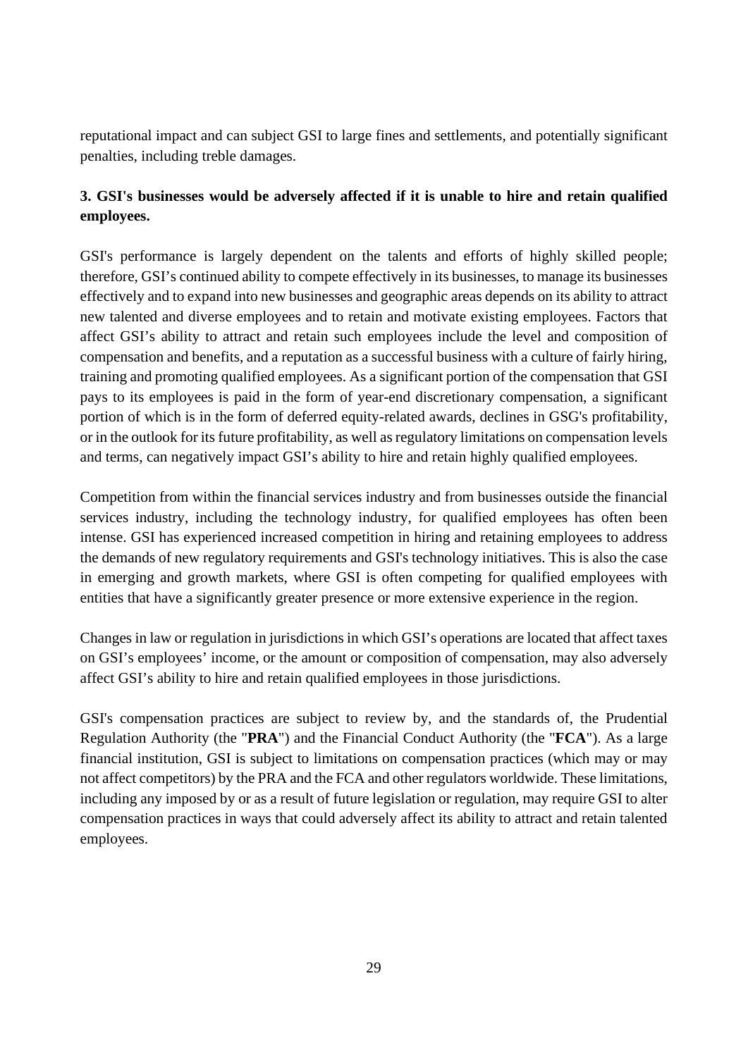reputational impact and can subject GSI to large fines and settlements, and potentially significant penalties, including treble damages.

**3. GSI's businesses would be adversely affected if it is unable to hire and retain qualified employees.**

GSI's performance is largely dependent on the talents and efforts of highly skilled people; therefore, GSI's continued ability to compete effectively in its businesses, to manage its businesses effectively and to expand into new businesses and geographic areas depends on its ability to attract new talented and diverse employees and to retain and motivate existing employees. Factors that affect GSI's ability to attract and retain such employees include the level and composition of compensation and benefits, and a reputation as a successful business with a culture of fairly hiring, training and promoting qualified employees. As a significant portion of the compensation that GSI pays to its employees is paid in the form of year-end discretionary compensation, a significant portion of which is in the form of deferred equity-related awards, declines in GSG's profitability, or in the outlook for its future profitability, as well as regulatory limitations on compensation levels and terms, can negatively impact GSI's ability to hire and retain highly qualified employees.

Competition from within the financial services industry and from businesses outside the financial services industry, including the technology industry, for qualified employees has often been intense. GSI has experienced increased competition in hiring and retaining employees to address the demands of new regulatory requirements and GSI's technology initiatives. This is also the case in emerging and growth markets, where GSI is often competing for qualified employees with entities that have a significantly greater presence or more extensive experience in the region.

Changes in law or regulation in jurisdictions in which GSI's operations are located that affect taxes on GSI's employees' income, or the amount or composition of compensation, may also adversely affect GSI's ability to hire and retain qualified employees in those jurisdictions.

GSI's compensation practices are subject to review by, and the standards of, the Prudential Regulation Authority (the "**PRA**") and the Financial Conduct Authority (the "**FCA**"). As a large financial institution, GSI is subject to limitations on compensation practices (which may or may not affect competitors) by the PRA and the FCA and other regulators worldwide. These limitations, including any imposed by or as a result of future legislation or regulation, may require GSI to alter compensation practices in ways that could adversely affect its ability to attract and retain talented employees.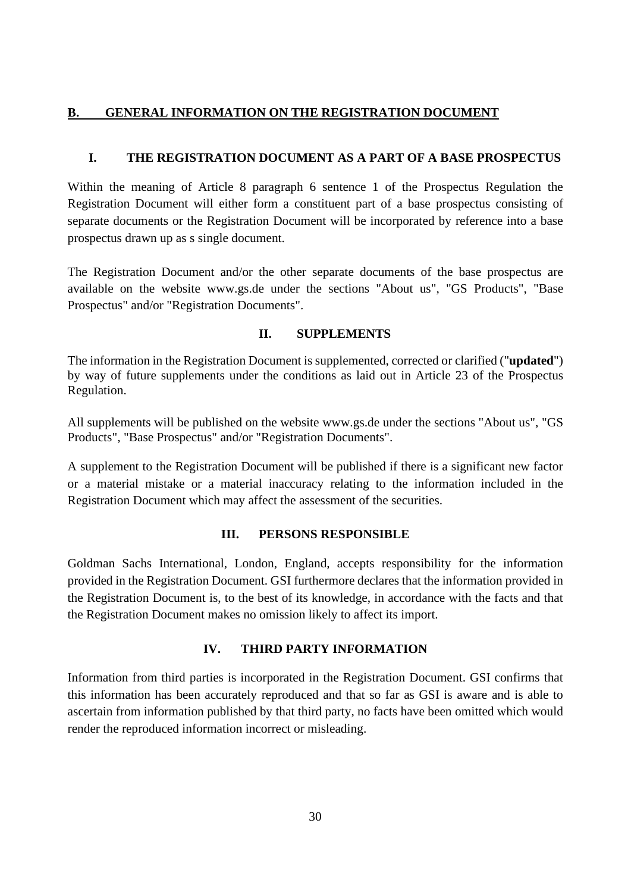## B. GENERAL INFORMATION ON THE REGISTRATION DOCUMENT

### I. THE REGISTRATION DOCUMENT AS A PART OF A BASE PROSPECTUS

Within the meaning of Article 8 paragraph 6 sentence 1 of the Prospectus Regulation the Registration Document will either form a constituent part of a base prospectus consisting of separate documents or the Registration Document will be incorporated by reference into a base prospectus drawn up as s single document.

The Registration Document and/or the other separate documents of the base prospectus are available on the website www.gs.de under the sections "About us", "GS Products", "Base Prospectus" and/or "Registration Documents".

### II. SUPPLEMENTS

The information in the Registration Document is supplemented, corrected or clarified ("**updated**") by way of future supplements under the conditions as laid out in Article 23 of the Prospectus Regulation.

All supplements will be published on the website www.gs.de under the sections "About us", "GS Products", "Base Prospectus" and/or "Registration Documents".

A supplement to the Registration Document will be published if there is a significant new factor or a material mistake or a material inaccuracy relating to the information included in the Registration Document which may affect the assessment of the securities.

### III. PERSONS RESPONSIBLE

Goldman Sachs International, London, England, accepts responsibility for the information provided in the Registration Document. GSI furthermore declares that the information provided in the Registration Document is, to the best of its knowledge, in accordance with the facts and that the Registration Document makes no omission likely to affect its import.

### IV. THIRD PARTY INFORMATION

Information from third parties is incorporated in the Registration Document. GSI confirms that this information has been accurately reproduced and that so far as GSI is aware and is able to ascertain from information published by that third party, no facts have been omitted which would render the reproduced information incorrect or misleading.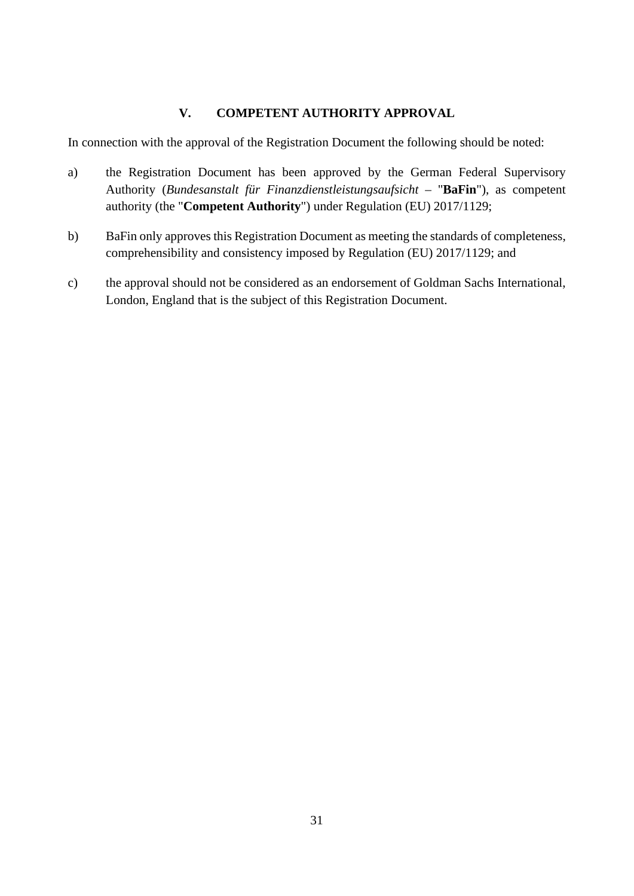## V. COMPETENT AUTHORITY APPROVAL

In connection with the approval of the Registration Document the following should be noted:

a) the Registration Document has been approved by the German Federal Supervisory Authority (*Bundesanstalt für Finanzdienstleistungsaufsicht* – "**BaFin**"), as competent authority (the "**Competent Authority**") under Regulation (EU) 2017/1129;

b) BaFin only approves this Registration Document as meeting the standards of completeness, comprehensibility and consistency imposed by Regulation (EU) 2017/1129; and

c) the approval should not be considered as an endorsement of Goldman Sachs International, London, England that is the subject of this Registration Document.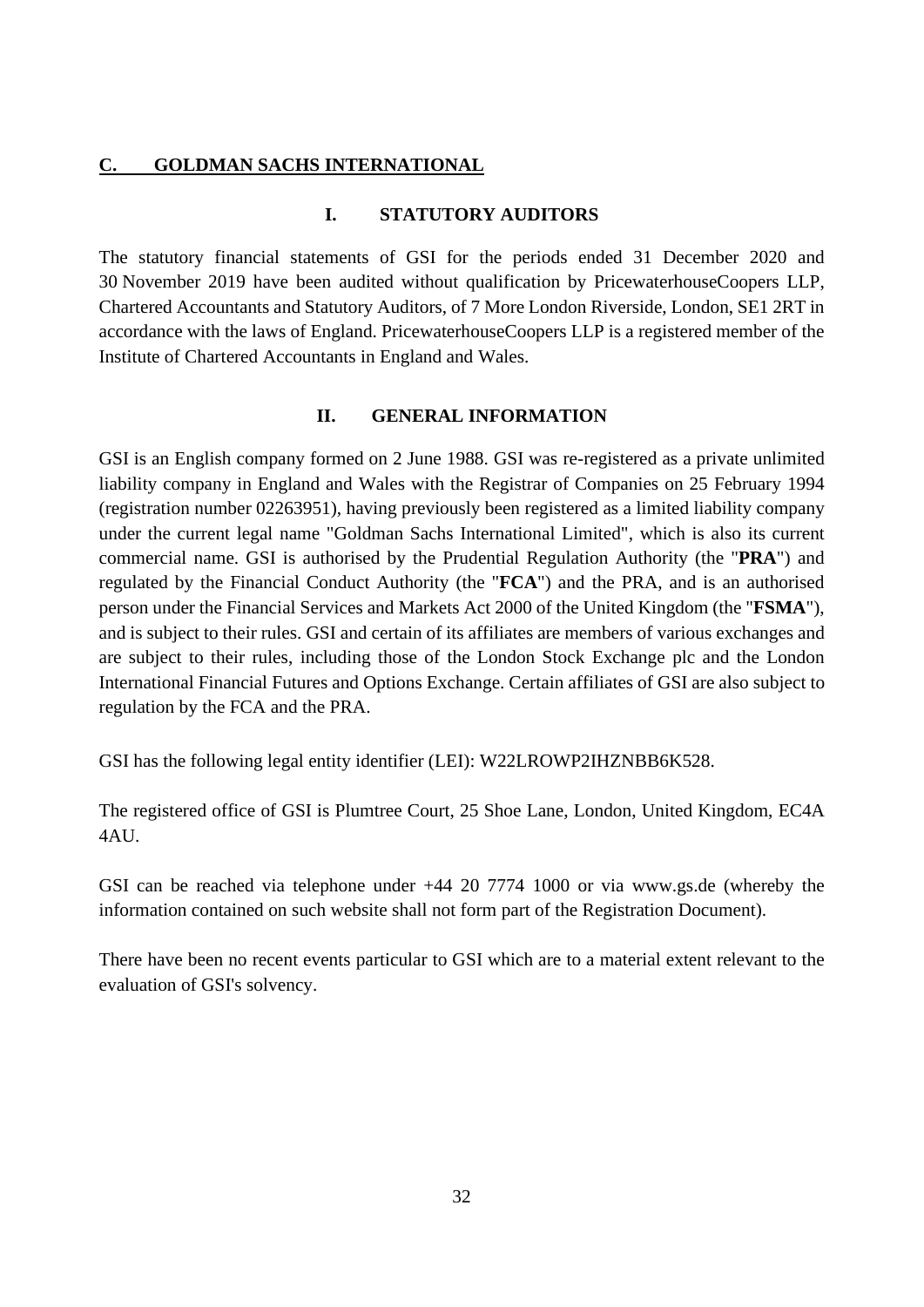## C. GOLDMAN SACHS INTERNATIONAL

### I. STATUTORY AUDITORS

The statutory financial statements of GSI for the periods ended 31 December 2020 and 30 November 2019 have been audited without qualification by PricewaterhouseCoopers LLP, Chartered Accountants and Statutory Auditors, of 7 More London Riverside, London, SE1 2RT in accordance with the laws of England. PricewaterhouseCoopers LLP is a registered member of the Institute of Chartered Accountants in England and Wales.

### II. GENERAL INFORMATION

GSI is an English company formed on 2 June 1988. GSI was re-registered as a private unlimited liability company in England and Wales with the Registrar of Companies on 25 February 1994 (registration number 02263951), having previously been registered as a limited liability company under the current legal name "Goldman Sachs International Limited", which is also its current commercial name. GSI is authorised by the Prudential Regulation Authority (the "**PRA**") and regulated by the Financial Conduct Authority (the "**FCA**") and the PRA, and is an authorised person under the Financial Services and Markets Act 2000 of the United Kingdom (the "**FSMA**"), and is subject to their rules. GSI and certain of its affiliates are members of various exchanges and are subject to their rules, including those of the London Stock Exchange plc and the London International Financial Futures and Options Exchange. Certain affiliates of GSI are also subject to regulation by the FCA and the PRA.

GSI has the following legal entity identifier (LEI): W22LROWP2IHZNBB6K528.

The registered office of GSI is Plumtree Court, 25 Shoe Lane, London, United Kingdom, EC4A 4AU.

GSI can be reached via telephone under +44 20 7774 1000 or via www.gs.de (whereby the information contained on such website shall not form part of the Registration Document).

There have been no recent events particular to GSI which are to a material extent relevant to the evaluation of GSI's solvency.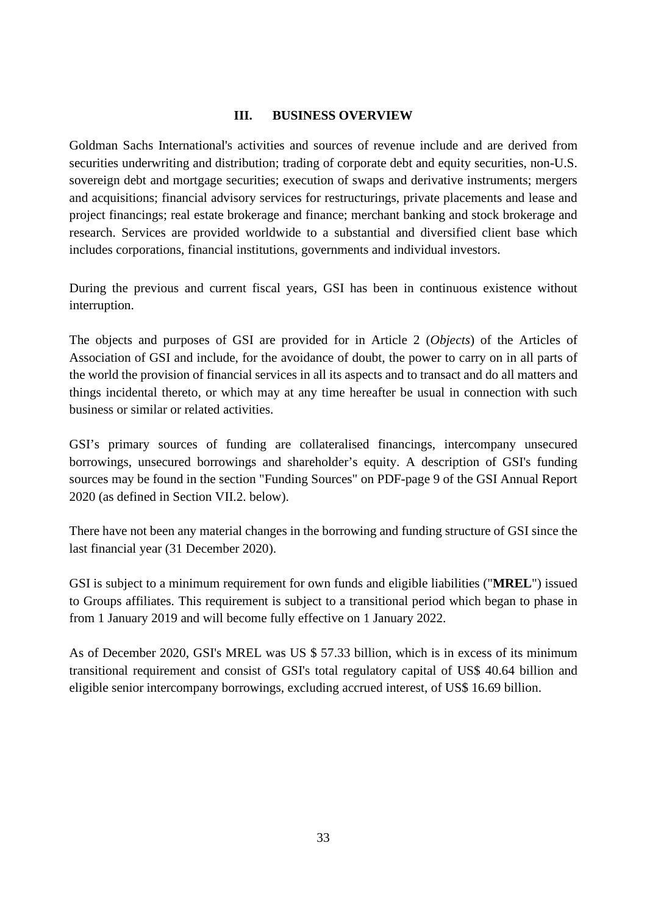## III. BUSINESS OVERVIEW

Goldman Sachs International's activities and sources of revenue include and are derived from securities underwriting and distribution; trading of corporate debt and equity securities, non-U.S. sovereign debt and mortgage securities; execution of swaps and derivative instruments; mergers and acquisitions; financial advisory services for restructurings, private placements and lease and project financings; real estate brokerage and finance; merchant banking and stock brokerage and research. Services are provided worldwide to a substantial and diversified client base which includes corporations, financial institutions, governments and individual investors.

During the previous and current fiscal years, GSI has been in continuous existence without interruption.

The objects and purposes of GSI are provided for in Article 2 (*Objects*) of the Articles of Association of GSI and include, for the avoidance of doubt, the power to carry on in all parts of the world the provision of financial services in all its aspects and to transact and do all matters and things incidental thereto, or which may at any time hereafter be usual in connection with such business or similar or related activities.

GSI's primary sources of funding are collateralised financings, intercompany unsecured borrowings, unsecured borrowings and shareholder's equity. A description of GSI's funding sources may be found in the section "Funding Sources" on PDF-page 9 of the GSI Annual Report 2020 (as defined in Section VII.2. below).

There have not been any material changes in the borrowing and funding structure of GSI since the last financial year (31 December 2020).

GSI is subject to a minimum requirement for own funds and eligible liabilities ("**MREL**") issued to Groups affiliates. This requirement is subject to a transitional period which began to phase in from 1 January 2019 and will become fully effective on 1 January 2022.

As of December 2020, GSI's MREL was US $ 57.33 billion, which is in excess of its minimum transitional requirement and consist of GSI's total regulatory capital of US$ 40.64 billion and eligible senior intercompany borrowings, excluding accrued interest, of US$ 16.69 billion.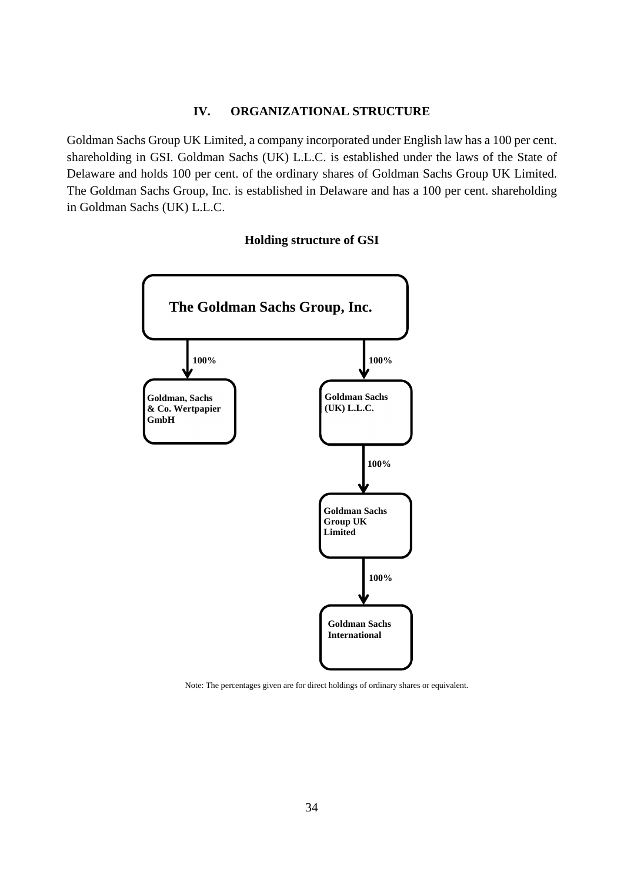## IV. ORGANIZATIONAL STRUCTURE

Goldman Sachs Group UK Limited, a company incorporated under English law has a 100 per cent. shareholding in GSI. Goldman Sachs (UK) L.L.C. is established under the laws of the State of Delaware and holds 100 per cent. of the ordinary shares of Goldman Sachs Group UK Limited. The Goldman Sachs Group, Inc. is established in Delaware and has a 100 per cent. shareholding in Goldman Sachs (UK) L.L.C.

**Holding structure of GSI**

**The Goldman Sachs Group, Inc.**

- 100% → **Goldman, Sachs & Co. Wertpapier GmbH**
- 100% → **Goldman Sachs (UK) L.L.C.**
  - 100% → **Goldman Sachs Group UK Limited**
    - 100% → **Goldman Sachs International**

Note: The percentages given are for direct holdings of ordinary shares or equivalent.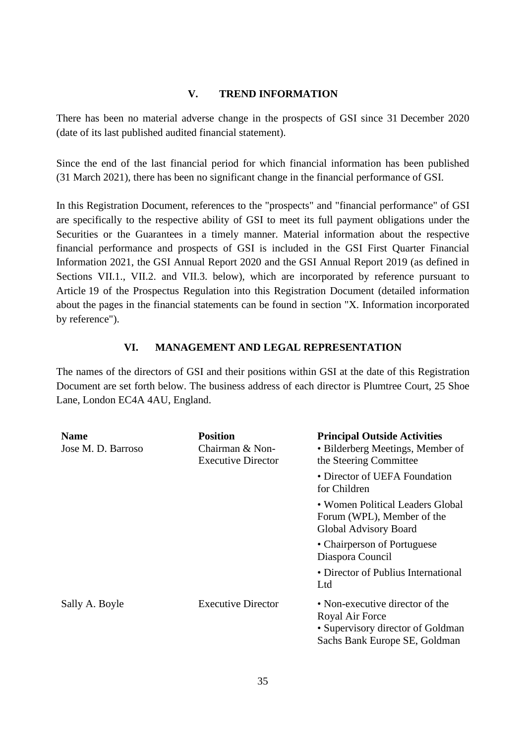## V. TREND INFORMATION

There has been no material adverse change in the prospects of GSI since 31 December 2020 (date of its last published audited financial statement).

Since the end of the last financial period for which financial information has been published (31 March 2021), there has been no significant change in the financial performance of GSI.

In this Registration Document, references to the "prospects" and "financial performance" of GSI are specifically to the respective ability of GSI to meet its full payment obligations under the Securities or the Guarantees in a timely manner. Material information about the respective financial performance and prospects of GSI is included in the GSI First Quarter Financial Information 2021, the GSI Annual Report 2020 and the GSI Annual Report 2019 (as defined in Sections VII.1., VII.2. and VII.3. below), which are incorporated by reference pursuant to Article 19 of the Prospectus Regulation into this Registration Document (detailed information about the pages in the financial statements can be found in section "X. Information incorporated by reference").

## VI. MANAGEMENT AND LEGAL REPRESENTATION

The names of the directors of GSI and their positions within GSI at the date of this Registration Document are set forth below. The business address of each director is Plumtree Court, 25 Shoe Lane, London EC4A 4AU, England.

| Name | Position | Principal Outside Activities |
|---|---|---|
| Jose M. D. Barroso | Chairman & Non-Executive Director | • Bilderberg Meetings, Member of the Steering Committee<br>• Director of UEFA Foundation for Children<br>• Women Political Leaders Global Forum (WPL), Member of the Global Advisory Board<br>• Chairperson of Portuguese Diaspora Council<br>• Director of Publius International Ltd |
| Sally A. Boyle | Executive Director | • Non-executive director of the Royal Air Force<br>• Supervisory director of Goldman Sachs Bank Europe SE, Goldman |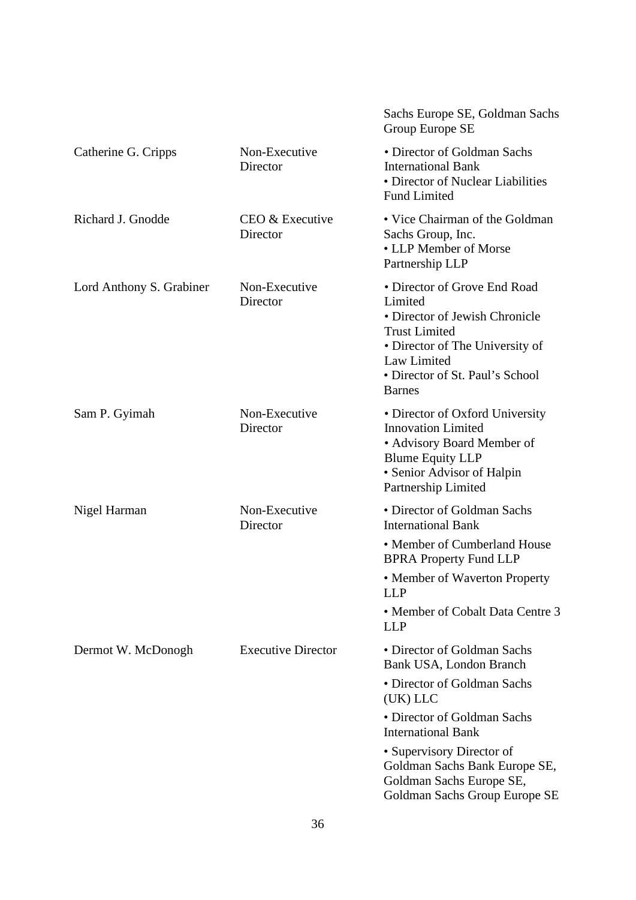| | | Sachs Europe SE, Goldman Sachs Group Europe SE |
|---|---|---|
| Catherine G. Cripps | Non-Executive Director | • Director of Goldman Sachs International Bank<br>• Director of Nuclear Liabilities Fund Limited |
| Richard J. Gnodde | CEO & Executive Director | • Vice Chairman of the Goldman Sachs Group, Inc.<br>• LLP Member of Morse Partnership LLP |
| Lord Anthony S. Grabiner | Non-Executive Director | • Director of Grove End Road Limited<br>• Director of Jewish Chronicle Trust Limited<br>• Director of The University of Law Limited<br>• Director of St. Paul's School Barnes |
| Sam P. Gyimah | Non-Executive Director | • Director of Oxford University Innovation Limited<br>• Advisory Board Member of Blume Equity LLP<br>• Senior Advisor of Halpin Partnership Limited |
| Nigel Harman | Non-Executive Director | • Director of Goldman Sachs International Bank<br>• Member of Cumberland House BPRA Property Fund LLP<br>• Member of Waverton Property LLP<br>• Member of Cobalt Data Centre 3 LLP |
| Dermot W. McDonogh | Executive Director | • Director of Goldman Sachs Bank USA, London Branch<br>• Director of Goldman Sachs (UK) LLC<br>• Director of Goldman Sachs International Bank<br>• Supervisory Director of Goldman Sachs Bank Europe SE, Goldman Sachs Europe SE, Goldman Sachs Group Europe SE |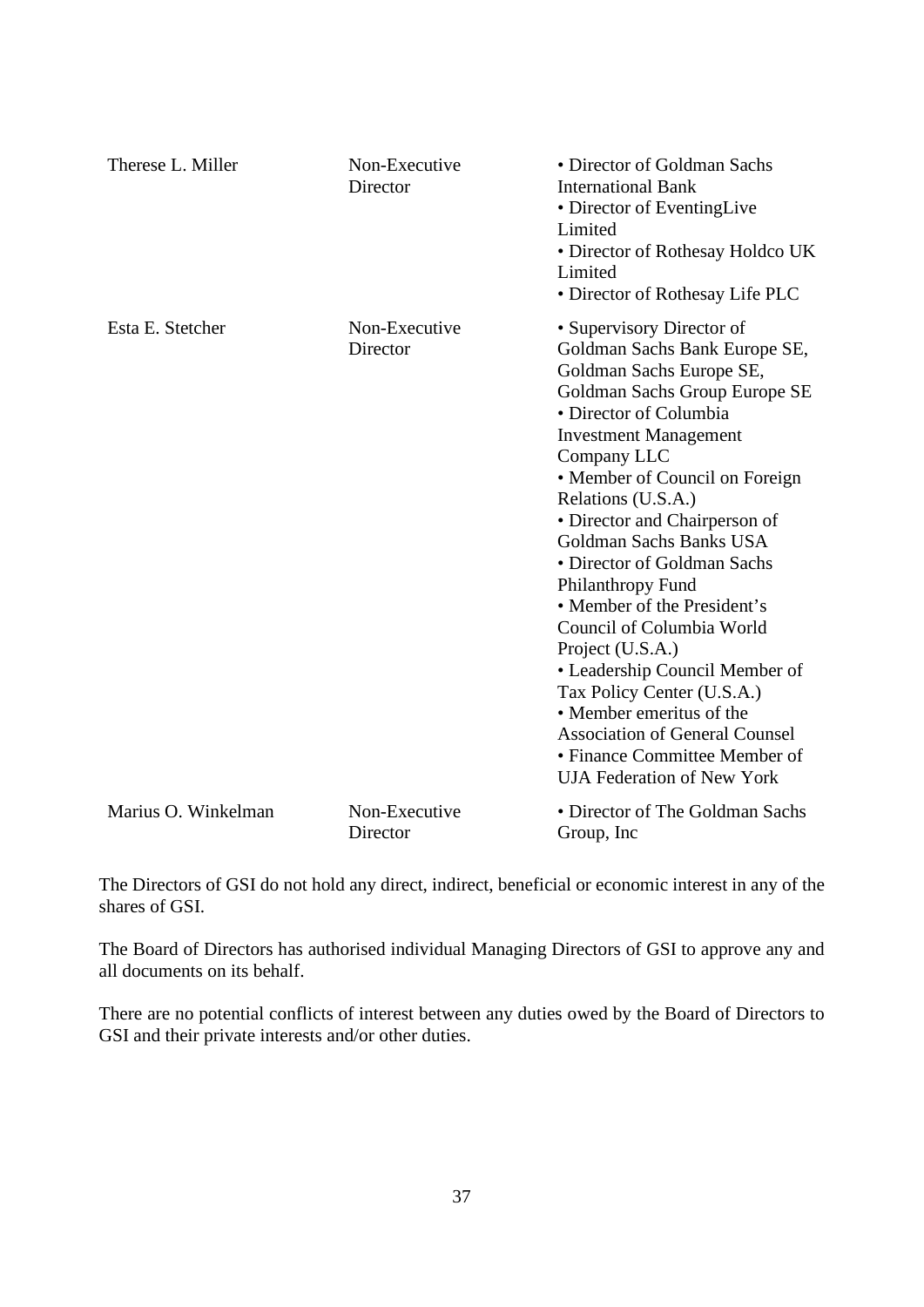| | | |
|---|---|---|
| Therese L. Miller | Non-Executive Director | • Director of Goldman Sachs International Bank<br>• Director of EventingLive Limited<br>• Director of Rothesay Holdco UK Limited<br>• Director of Rothesay Life PLC |
| Esta E. Stetcher | Non-Executive Director | • Supervisory Director of Goldman Sachs Bank Europe SE, Goldman Sachs Europe SE, Goldman Sachs Group Europe SE<br>• Director of Columbia Investment Management Company LLC<br>• Member of Council on Foreign Relations (U.S.A.)<br>• Director and Chairperson of Goldman Sachs Banks USA<br>• Director of Goldman Sachs Philanthropy Fund<br>• Member of the President's Council of Columbia World Project (U.S.A.)<br>• Leadership Council Member of Tax Policy Center (U.S.A.)<br>• Member emeritus of the Association of General Counsel<br>• Finance Committee Member of UJA Federation of New York |
| Marius O. Winkelman | Non-Executive Director | • Director of The Goldman Sachs Group, Inc |

The Directors of GSI do not hold any direct, indirect, beneficial or economic interest in any of the shares of GSI.

The Board of Directors has authorised individual Managing Directors of GSI to approve any and all documents on its behalf.

There are no potential conflicts of interest between any duties owed by the Board of Directors to GSI and their private interests and/or other duties.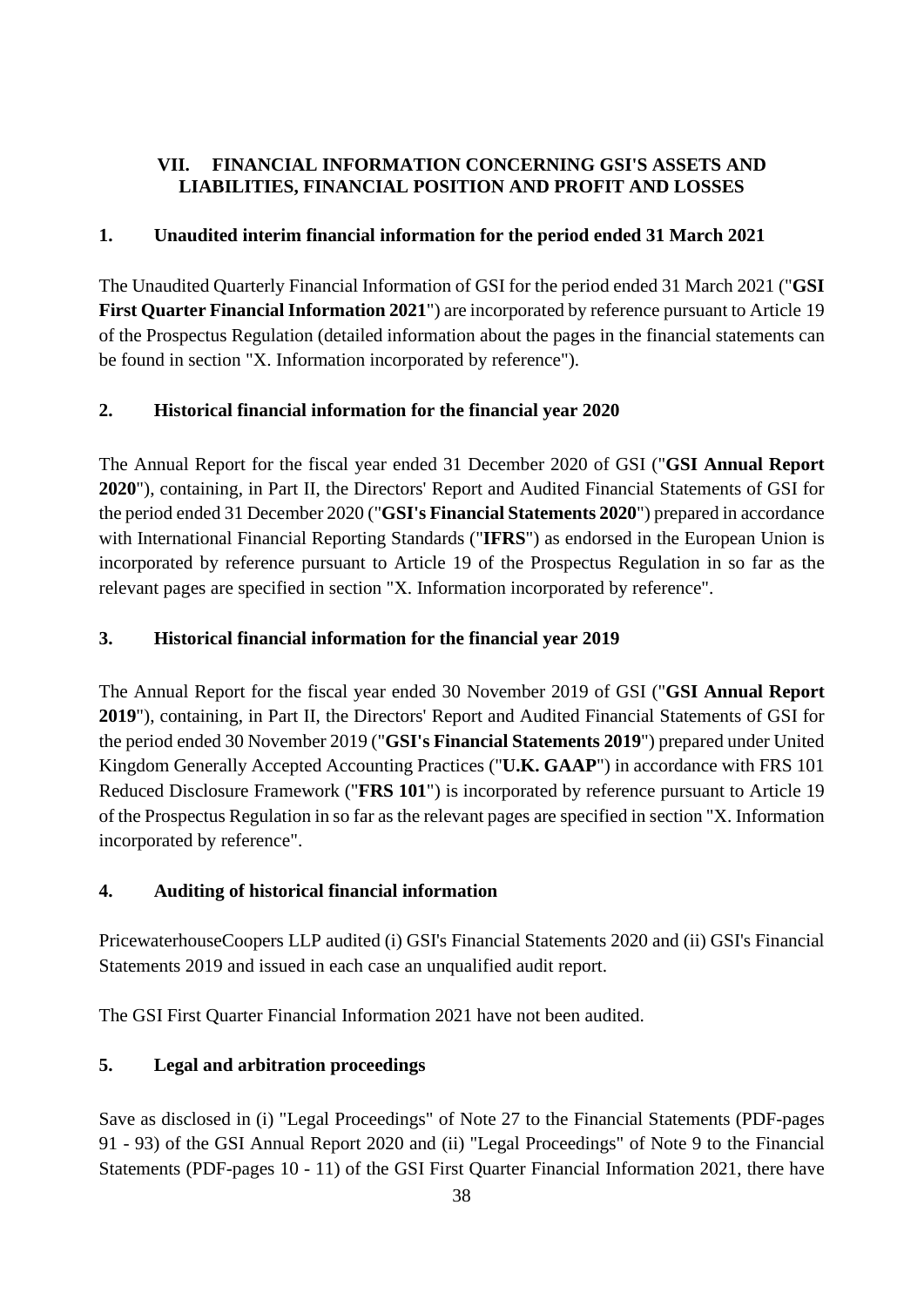## VII. FINANCIAL INFORMATION CONCERNING GSI'S ASSETS AND LIABILITIES, FINANCIAL POSITION AND PROFIT AND LOSSES

### 1. Unaudited interim financial information for the period ended 31 March 2021

The Unaudited Quarterly Financial Information of GSI for the period ended 31 March 2021 ("**GSI First Quarter Financial Information 2021**") are incorporated by reference pursuant to Article 19 of the Prospectus Regulation (detailed information about the pages in the financial statements can be found in section "X. Information incorporated by reference").

### 2. Historical financial information for the financial year 2020

The Annual Report for the fiscal year ended 31 December 2020 of GSI ("**GSI Annual Report 2020**"), containing, in Part II, the Directors' Report and Audited Financial Statements of GSI for the period ended 31 December 2020 ("**GSI's Financial Statements 2020**") prepared in accordance with International Financial Reporting Standards ("**IFRS**") as endorsed in the European Union is incorporated by reference pursuant to Article 19 of the Prospectus Regulation in so far as the relevant pages are specified in section "X. Information incorporated by reference".

### 3. Historical financial information for the financial year 2019

The Annual Report for the fiscal year ended 30 November 2019 of GSI ("**GSI Annual Report 2019**"), containing, in Part II, the Directors' Report and Audited Financial Statements of GSI for the period ended 30 November 2019 ("**GSI's Financial Statements 2019**") prepared under United Kingdom Generally Accepted Accounting Practices ("**U.K. GAAP**") in accordance with FRS 101 Reduced Disclosure Framework ("**FRS 101**") is incorporated by reference pursuant to Article 19 of the Prospectus Regulation in so far as the relevant pages are specified in section "X. Information incorporated by reference".

### 4. Auditing of historical financial information

PricewaterhouseCoopers LLP audited (i) GSI's Financial Statements 2020 and (ii) GSI's Financial Statements 2019 and issued in each case an unqualified audit report.

The GSI First Quarter Financial Information 2021 have not been audited.

### 5. Legal and arbitration proceedings

Save as disclosed in (i) "Legal Proceedings" of Note 27 to the Financial Statements (PDF-pages 91 - 93) of the GSI Annual Report 2020 and (ii) "Legal Proceedings" of Note 9 to the Financial Statements (PDF-pages 10 - 11) of the GSI First Quarter Financial Information 2021, there have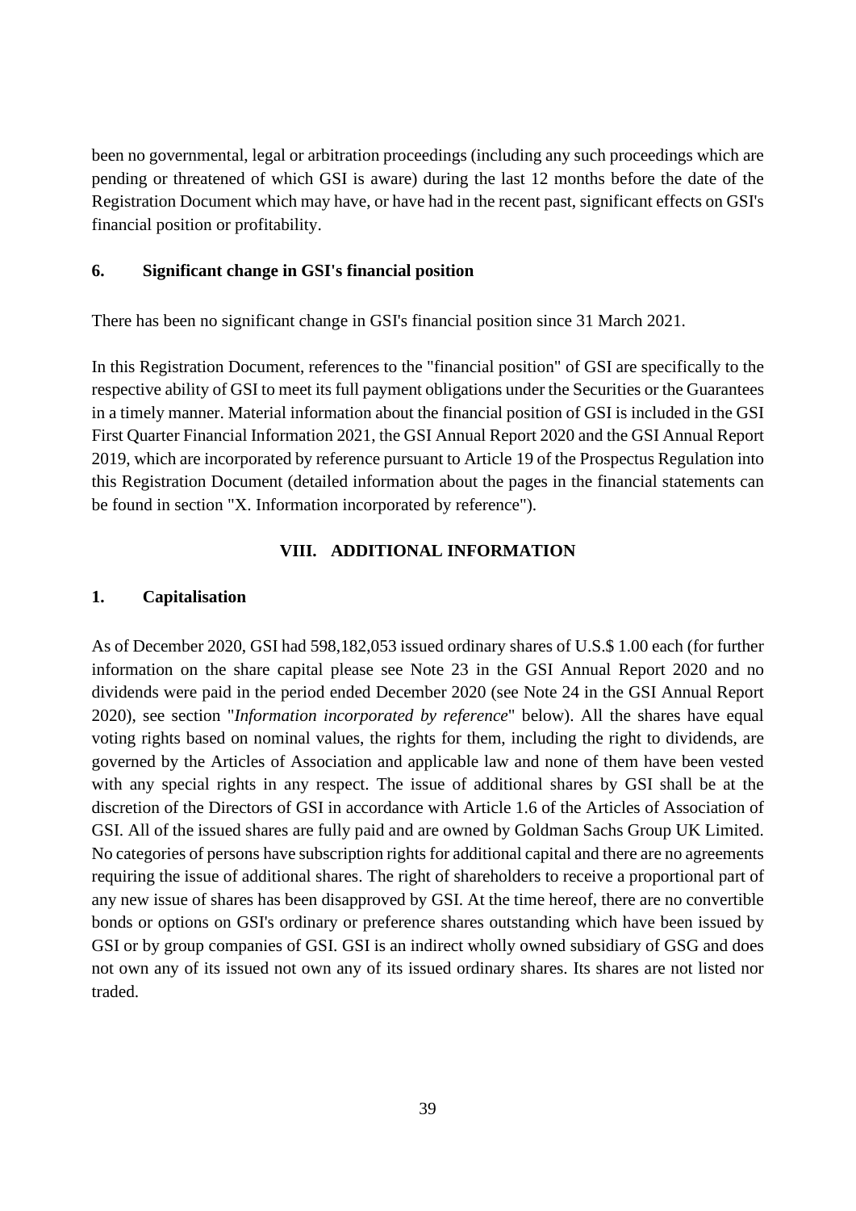been no governmental, legal or arbitration proceedings (including any such proceedings which are pending or threatened of which GSI is aware) during the last 12 months before the date of the Registration Document which may have, or have had in the recent past, significant effects on GSI's financial position or profitability.

### 6. Significant change in GSI's financial position

There has been no significant change in GSI's financial position since 31 March 2021.

In this Registration Document, references to the "financial position" of GSI are specifically to the respective ability of GSI to meet its full payment obligations under the Securities or the Guarantees in a timely manner. Material information about the financial position of GSI is included in the GSI First Quarter Financial Information 2021, the GSI Annual Report 2020 and the GSI Annual Report 2019, which are incorporated by reference pursuant to Article 19 of the Prospectus Regulation into this Registration Document (detailed information about the pages in the financial statements can be found in section "X. Information incorporated by reference").

## VIII. ADDITIONAL INFORMATION

### 1. Capitalisation

As of December 2020, GSI had 598,182,053 issued ordinary shares of U.S.$ 1.00 each (for further information on the share capital please see Note 23 in the GSI Annual Report 2020 and no dividends were paid in the period ended December 2020 (see Note 24 in the GSI Annual Report 2020), see section "*Information incorporated by reference*" below). All the shares have equal voting rights based on nominal values, the rights for them, including the right to dividends, are governed by the Articles of Association and applicable law and none of them have been vested with any special rights in any respect. The issue of additional shares by GSI shall be at the discretion of the Directors of GSI in accordance with Article 1.6 of the Articles of Association of GSI. All of the issued shares are fully paid and are owned by Goldman Sachs Group UK Limited. No categories of persons have subscription rights for additional capital and there are no agreements requiring the issue of additional shares. The right of shareholders to receive a proportional part of any new issue of shares has been disapproved by GSI. At the time hereof, there are no convertible bonds or options on GSI's ordinary or preference shares outstanding which have been issued by GSI or by group companies of GSI. GSI is an indirect wholly owned subsidiary of GSG and does not own any of its issued not own any of its issued ordinary shares. Its shares are not listed nor traded.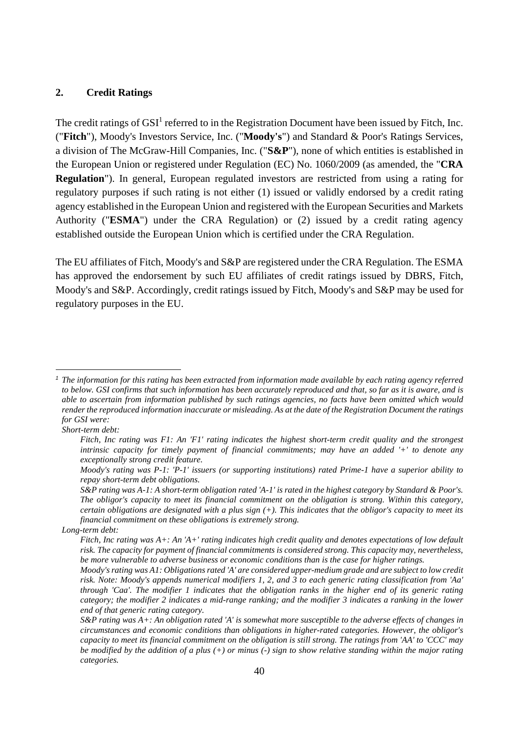## 2. Credit Ratings

The credit ratings of GSI[1] referred to in the Registration Document have been issued by Fitch, Inc. ("**Fitch**"), Moody's Investors Service, Inc. ("**Moody's**") and Standard & Poor's Ratings Services, a division of The McGraw-Hill Companies, Inc. ("**S&P**"), none of which entities is established in the European Union or registered under Regulation (EC) No. 1060/2009 (as amended, the "**CRA Regulation**"). In general, European regulated investors are restricted from using a rating for regulatory purposes if such rating is not either (1) issued or validly endorsed by a credit rating agency established in the European Union and registered with the European Securities and Markets Authority ("**ESMA**") under the CRA Regulation) or (2) issued by a credit rating agency established outside the European Union which is certified under the CRA Regulation.

The EU affiliates of Fitch, Moody's and S&P are registered under the CRA Regulation. The ESMA has approved the endorsement by such EU affiliates of credit ratings issued by DBRS, Fitch, Moody's and S&P. Accordingly, credit ratings issued by Fitch, Moody's and S&P may be used for regulatory purposes in the EU.

---

[1] *The information for this rating has been extracted from information made available by each rating agency referred to below. GSI confirms that such information has been accurately reproduced and that, so far as it is aware, and is able to ascertain from information published by such ratings agencies, no facts have been omitted which would render the reproduced information inaccurate or misleading. As at the date of the Registration Document the ratings for GSI were:*

*Short-term debt:*

*Fitch, Inc rating was F1: An 'F1' rating indicates the highest short-term credit quality and the strongest intrinsic capacity for timely payment of financial commitments; may have an added '+' to denote any exceptionally strong credit feature.*

*Moody's rating was P-1: 'P-1' issuers (or supporting institutions) rated Prime-1 have a superior ability to repay short-term debt obligations.*

*S&P rating was A-1: A short-term obligation rated 'A-1' is rated in the highest category by Standard & Poor's. The obligor's capacity to meet its financial commitment on the obligation is strong. Within this category, certain obligations are designated with a plus sign (+). This indicates that the obligor's capacity to meet its financial commitment on these obligations is extremely strong.*

*Long-term debt:*

*Fitch, Inc rating was A+: An 'A+' rating indicates high credit quality and denotes expectations of low default risk. The capacity for payment of financial commitments is considered strong. This capacity may, nevertheless, be more vulnerable to adverse business or economic conditions than is the case for higher ratings.*

*Moody's rating was A1: Obligations rated 'A' are considered upper-medium grade and are subject to low credit risk. Note: Moody's appends numerical modifiers 1, 2, and 3 to each generic rating classification from 'Aa' through 'Caa'. The modifier 1 indicates that the obligation ranks in the higher end of its generic rating category; the modifier 2 indicates a mid-range ranking; and the modifier 3 indicates a ranking in the lower end of that generic rating category.*

*S&P rating was A+: An obligation rated 'A' is somewhat more susceptible to the adverse effects of changes in circumstances and economic conditions than obligations in higher-rated categories. However, the obligor's capacity to meet its financial commitment on the obligation is still strong. The ratings from 'AA' to 'CCC' may be modified by the addition of a plus (+) or minus (-) sign to show relative standing within the major rating categories.*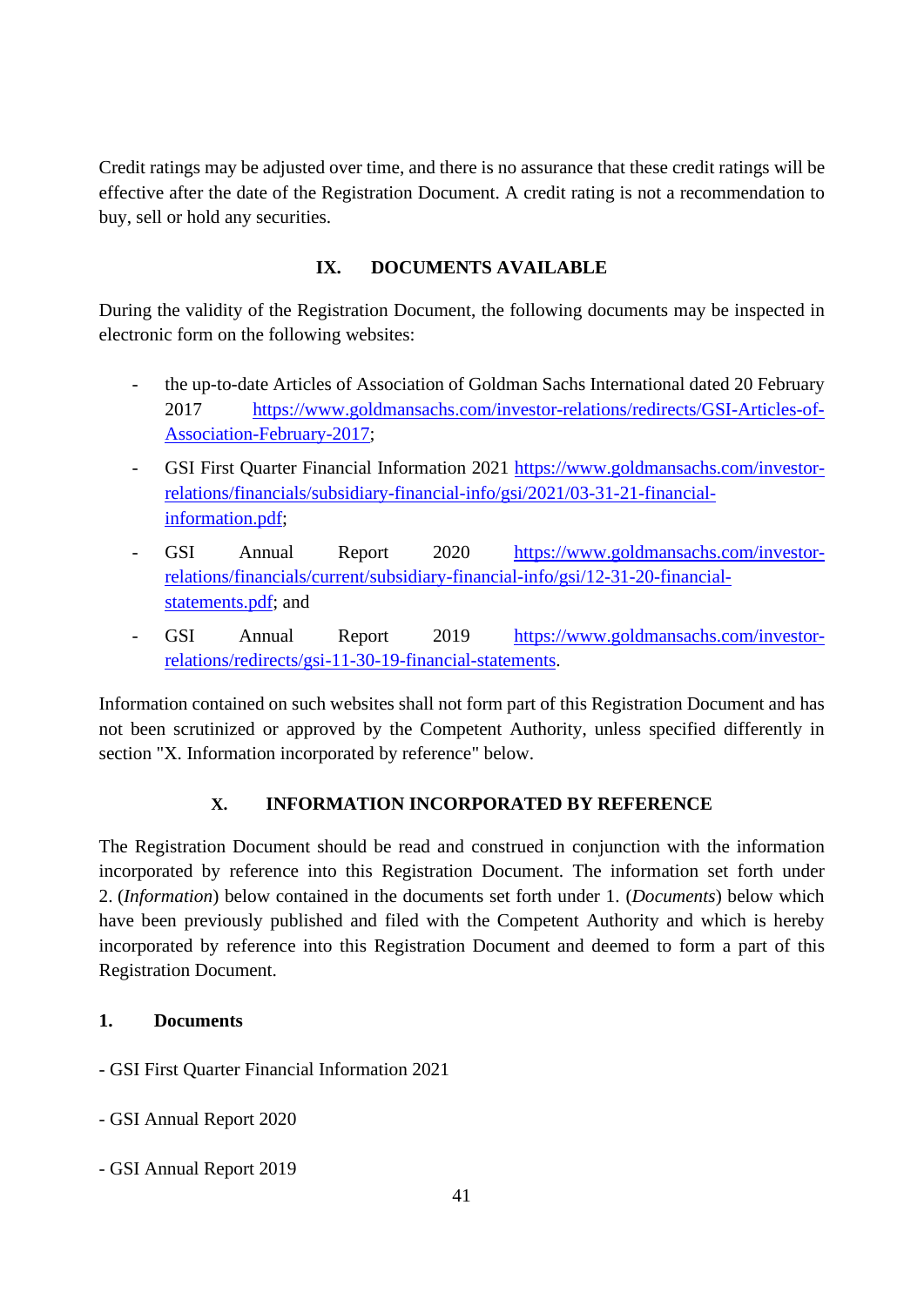Credit ratings may be adjusted over time, and there is no assurance that these credit ratings will be effective after the date of the Registration Document. A credit rating is not a recommendation to buy, sell or hold any securities.

## IX. DOCUMENTS AVAILABLE

During the validity of the Registration Document, the following documents may be inspected in electronic form on the following websites:

- the up-to-date Articles of Association of Goldman Sachs International dated 20 February 2017 https://www.goldmansachs.com/investor-relations/redirects/GSI-Articles-of-Association-February-2017;
- GSI First Quarter Financial Information 2021 https://www.goldmansachs.com/investor-relations/financials/subsidiary-financial-info/gsi/2021/03-31-21-financial-information.pdf;
- GSI Annual Report 2020 https://www.goldmansachs.com/investor-relations/financials/current/subsidiary-financial-info/gsi/12-31-20-financial-statements.pdf; and
- GSI Annual Report 2019 https://www.goldmansachs.com/investor-relations/redirects/gsi-11-30-19-financial-statements.

Information contained on such websites shall not form part of this Registration Document and has not been scrutinized or approved by the Competent Authority, unless specified differently in section "X. Information incorporated by reference" below.

## X. INFORMATION INCORPORATED BY REFERENCE

The Registration Document should be read and construed in conjunction with the information incorporated by reference into this Registration Document. The information set forth under 2. (*Information*) below contained in the documents set forth under 1. (*Documents*) below which have been previously published and filed with the Competent Authority and which is hereby incorporated by reference into this Registration Document and deemed to form a part of this Registration Document.

### 1. Documents

- GSI First Quarter Financial Information 2021

- GSI Annual Report 2020

- GSI Annual Report 2019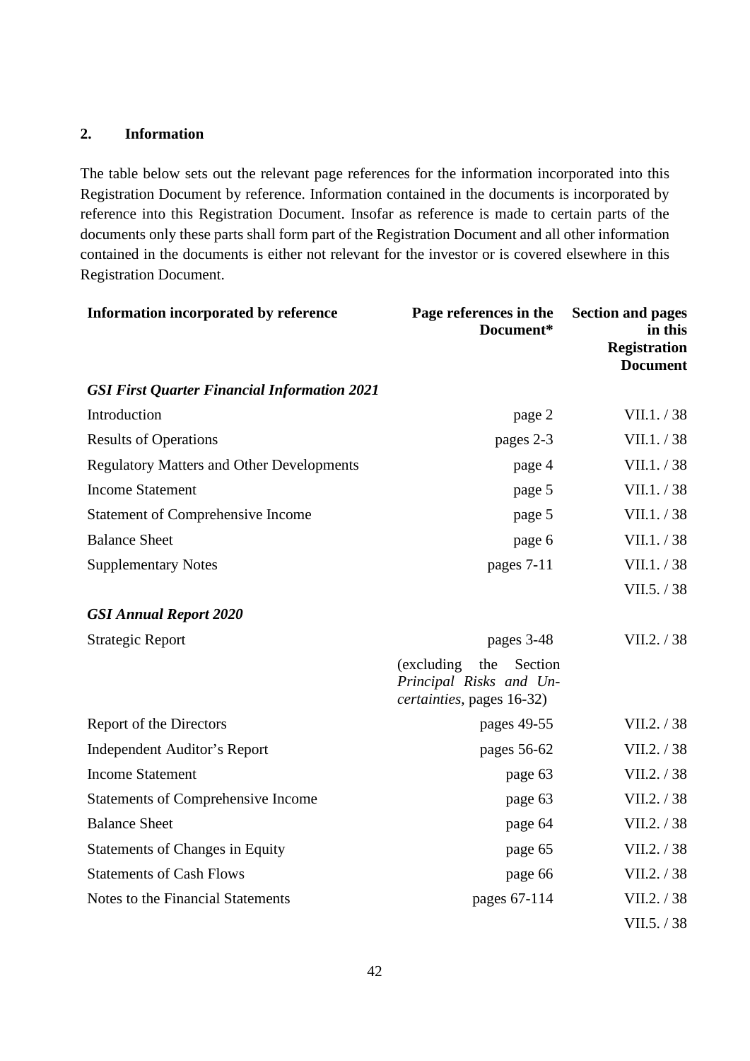## 2. Information

The table below sets out the relevant page references for the information incorporated into this Registration Document by reference. Information contained in the documents is incorporated by reference into this Registration Document. Insofar as reference is made to certain parts of the documents only these parts shall form part of the Registration Document and all other information contained in the documents is either not relevant for the investor or is covered elsewhere in this Registration Document.

| Information incorporated by reference | Page references in the Document* | Section and pages in this Registration Document |
|---|---|---|
| ***GSI First Quarter Financial Information 2021*** | | |
| Introduction | page 2 | VII.1. / 38 |
| Results of Operations | pages 2-3 | VII.1. / 38 |
| Regulatory Matters and Other Developments | page 4 | VII.1. / 38 |
| Income Statement | page 5 | VII.1. / 38 |
| Statement of Comprehensive Income | page 5 | VII.1. / 38 |
| Balance Sheet | page 6 | VII.1. / 38 |
| Supplementary Notes | pages 7-11 | VII.1. / 38<br>VII.5. / 38 |
| ***GSI Annual Report 2020*** | | |
| Strategic Report | pages 3-48<br>(excluding the Section *Principal Risks and Uncertainties*, pages 16-32) | VII.2. / 38 |
| Report of the Directors | pages 49-55 | VII.2. / 38 |
| Independent Auditor's Report | pages 56-62 | VII.2. / 38 |
| Income Statement | page 63 | VII.2. / 38 |
| Statements of Comprehensive Income | page 63 | VII.2. / 38 |
| Balance Sheet | page 64 | VII.2. / 38 |
| Statements of Changes in Equity | page 65 | VII.2. / 38 |
| Statements of Cash Flows | page 66 | VII.2. / 38 |
| Notes to the Financial Statements | pages 67-114 | VII.2. / 38<br>VII.5. / 38 |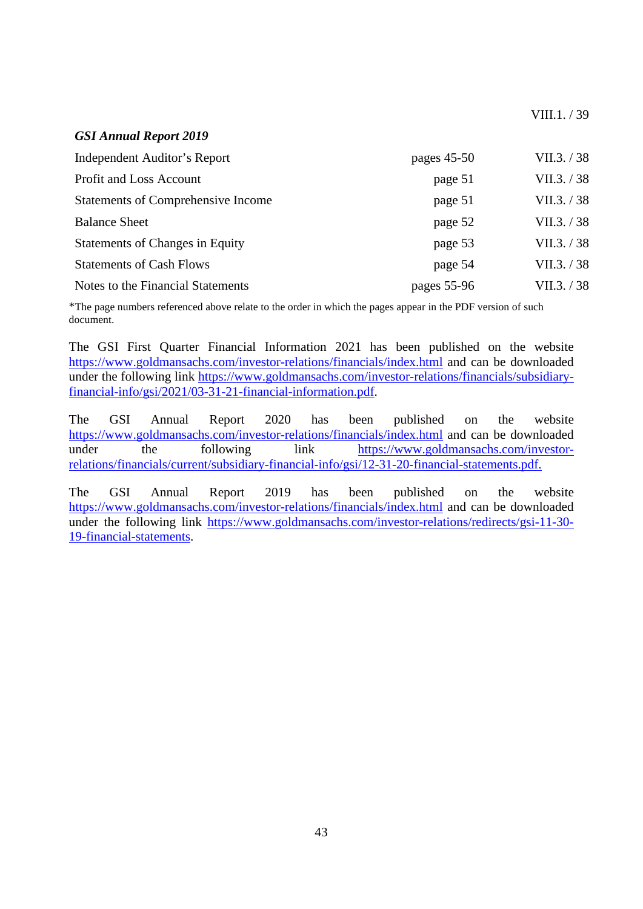VIII.1. / 39

***GSI Annual Report 2019***

| | | |
|---|---|---|
| Independent Auditor's Report | pages 45-50 | VII.3. / 38 |
| Profit and Loss Account | page 51 | VII.3. / 38 |
| Statements of Comprehensive Income | page 51 | VII.3. / 38 |
| Balance Sheet | page 52 | VII.3. / 38 |
| Statements of Changes in Equity | page 53 | VII.3. / 38 |
| Statements of Cash Flows | page 54 | VII.3. / 38 |
| Notes to the Financial Statements | pages 55-96 | VII.3. / 38 |

*The page numbers referenced above relate to the order in which the pages appear in the PDF version of such document.

The GSI First Quarter Financial Information 2021 has been published on the website https://www.goldmansachs.com/investor-relations/financials/index.html and can be downloaded under the following link https://www.goldmansachs.com/investor-relations/financials/subsidiary-financial-info/gsi/2021/03-31-21-financial-information.pdf.

The GSI Annual Report 2020 has been published on the website https://www.goldmansachs.com/investor-relations/financials/index.html and can be downloaded under the following link https://www.goldmansachs.com/investor-relations/financials/current/subsidiary-financial-info/gsi/12-31-20-financial-statements.pdf.

The GSI Annual Report 2019 has been published on the website https://www.goldmansachs.com/investor-relations/financials/index.html and can be downloaded under the following link https://www.goldmansachs.com/investor-relations/redirects/gsi-11-30-19-financial-statements.